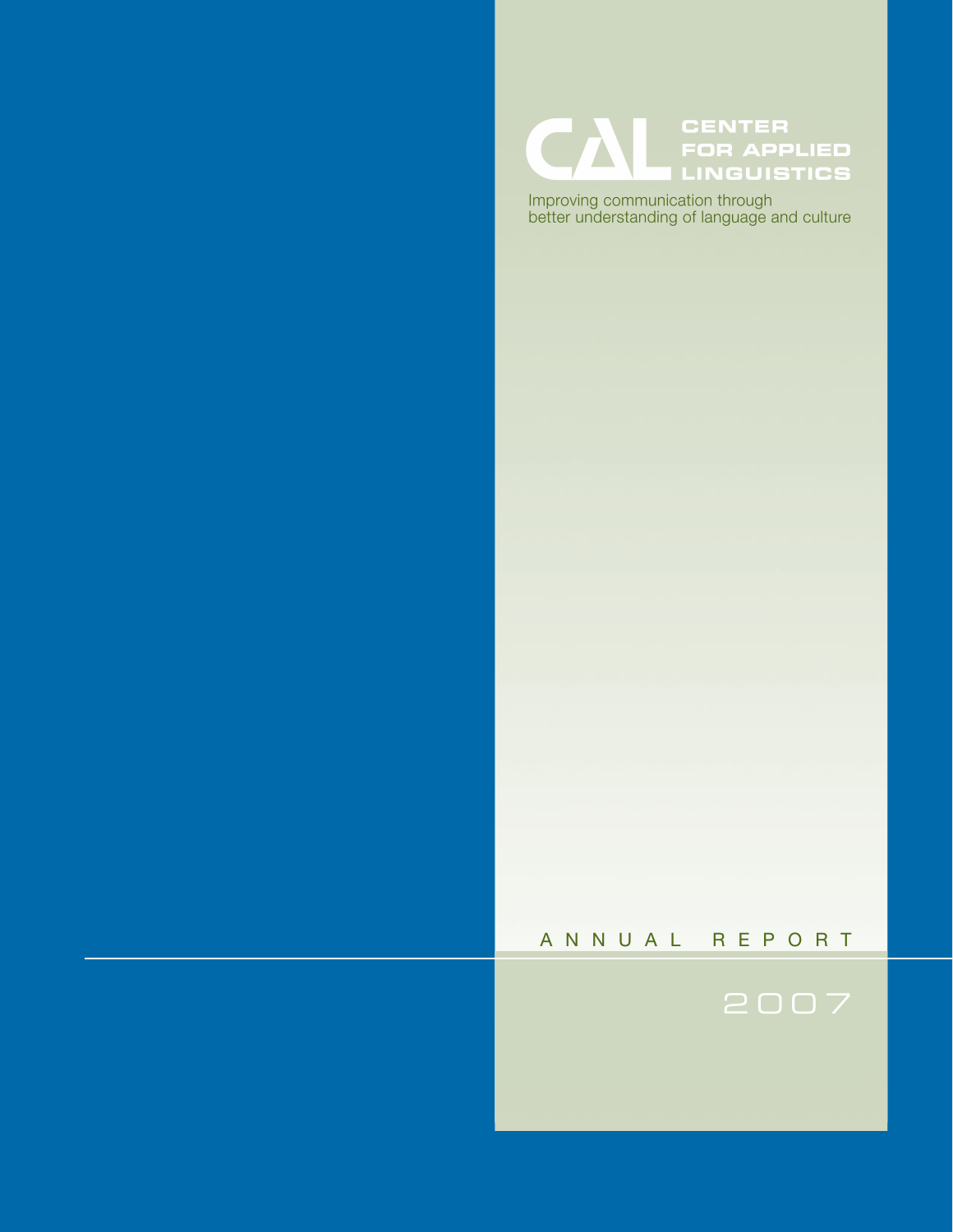# CAL CENTER FOR APPLIED LINGUISTICS

Improving communication through better understanding of language and culture

ANNUAL REPORT

2007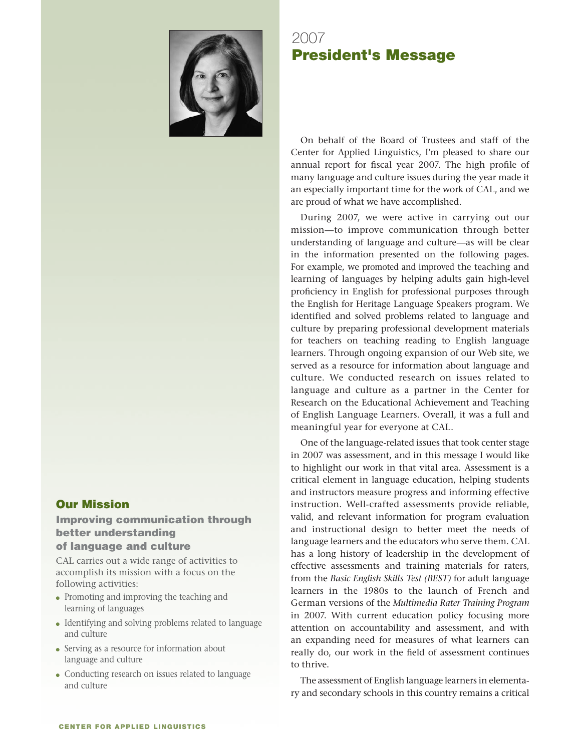# 2007
## President's Message

On behalf of the Board of Trustees and staff of the Center for Applied Linguistics, I'm pleased to share our annual report for fiscal year 2007. The high profile of many language and culture issues during the year made it an especially important time for the work of CAL, and we are proud of what we have accomplished.

During 2007, we were active in carrying out our mission—to improve communication through better understanding of language and culture—as will be clear in the information presented on the following pages. For example, we promoted and improved the teaching and learning of languages by helping adults gain high-level proficiency in English for professional purposes through the English for Heritage Language Speakers program. We identified and solved problems related to language and culture by preparing professional development materials for teachers on teaching reading to English language learners. Through ongoing expansion of our Web site, we served as a resource for information about language and culture. We conducted research on issues related to language and culture as a partner in the Center for Research on the Educational Achievement and Teaching of English Language Learners. Overall, it was a full and meaningful year for everyone at CAL.

One of the language-related issues that took center stage in 2007 was assessment, and in this message I would like to highlight our work in that vital area. Assessment is a critical element in language education, helping students and instructors measure progress and informing effective instruction. Well-crafted assessments provide reliable, valid, and relevant information for program evaluation and instructional design to better meet the needs of language learners and the educators who serve them. CAL has a long history of leadership in the development of effective assessments and training materials for raters, from the *Basic English Skills Test (BEST)* for adult language learners in the 1980s to the launch of French and German versions of the *Multimedia Rater Training Program* in 2007. With current education policy focusing more attention on accountability and assessment, and with an expanding need for measures of what learners can really do, our work in the field of assessment continues to thrive.

The assessment of English language learners in elementary and secondary schools in this country remains a critical

## Our Mission

### Improving communication through better understanding of language and culture

CAL carries out a wide range of activities to accomplish its mission with a focus on the following activities:

- Promoting and improving the teaching and learning of languages
- Identifying and solving problems related to language and culture
- Serving as a resource for information about language and culture
- Conducting research on issues related to language and culture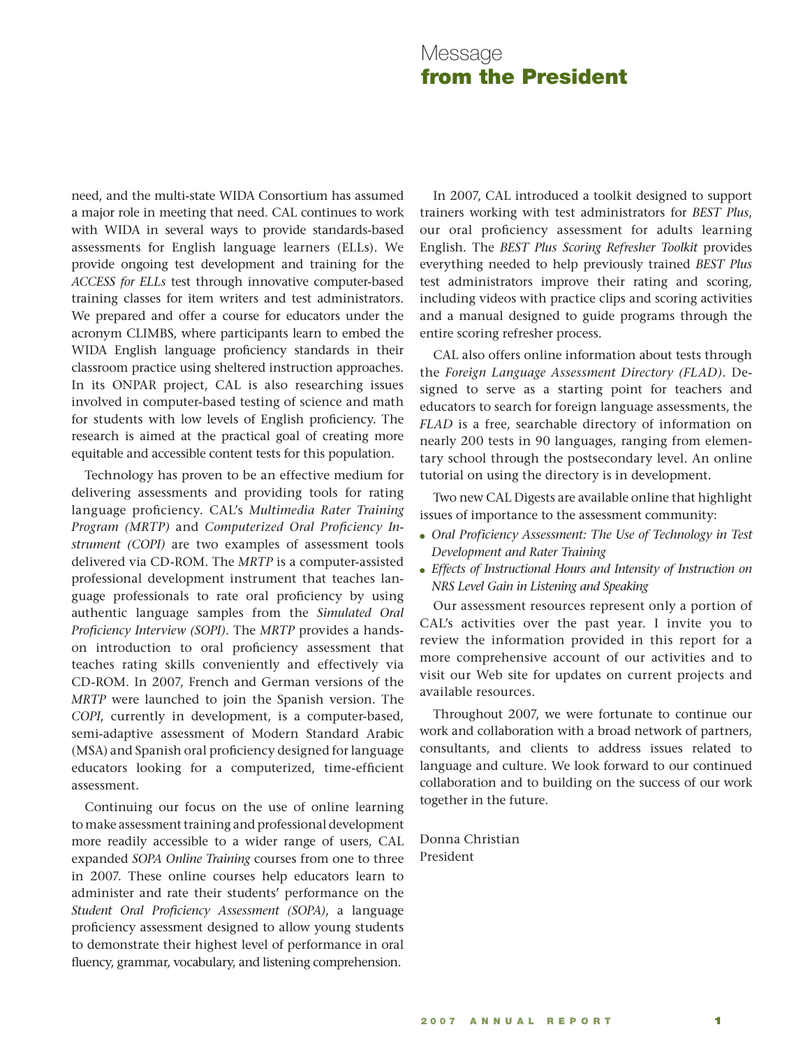# Message from the President

need, and the multi-state WIDA Consortium has assumed a major role in meeting that need. CAL continues to work with WIDA in several ways to provide standards-based assessments for English language learners (ELLs). We provide ongoing test development and training for the *ACCESS for ELLs* test through innovative computer-based training classes for item writers and test administrators. We prepared and offer a course for educators under the acronym CLIMBS, where participants learn to embed the WIDA English language proficiency standards in their classroom practice using sheltered instruction approaches. In its ONPAR project, CAL is also researching issues involved in computer-based testing of science and math for students with low levels of English proficiency. The research is aimed at the practical goal of creating more equitable and accessible content tests for this population.

Technology has proven to be an effective medium for delivering assessments and providing tools for rating language proficiency. CAL's *Multimedia Rater Training Program (MRTP)* and *Computerized Oral Proficiency Instrument (COPI)* are two examples of assessment tools delivered via CD-ROM. The *MRTP* is a computer-assisted professional development instrument that teaches language professionals to rate oral proficiency by using authentic language samples from the *Simulated Oral Proficiency Interview (SOPI)*. The *MRTP* provides a hands-on introduction to oral proficiency assessment that teaches rating skills conveniently and effectively via CD-ROM. In 2007, French and German versions of the *MRTP* were launched to join the Spanish version. The *COPI*, currently in development, is a computer-based, semi-adaptive assessment of Modern Standard Arabic (MSA) and Spanish oral proficiency designed for language educators looking for a computerized, time-efficient assessment.

Continuing our focus on the use of online learning to make assessment training and professional development more readily accessible to a wider range of users, CAL expanded *SOPA Online Training* courses from one to three in 2007. These online courses help educators learn to administer and rate their students' performance on the *Student Oral Proficiency Assessment (SOPA)*, a language proficiency assessment designed to allow young students to demonstrate their highest level of performance in oral fluency, grammar, vocabulary, and listening comprehension.

In 2007, CAL introduced a toolkit designed to support trainers working with test administrators for *BEST Plus*, our oral proficiency assessment for adults learning English. The *BEST Plus Scoring Refresher Toolkit* provides everything needed to help previously trained *BEST Plus* test administrators improve their rating and scoring, including videos with practice clips and scoring activities and a manual designed to guide programs through the entire scoring refresher process.

CAL also offers online information about tests through the *Foreign Language Assessment Directory (FLAD)*. Designed to serve as a starting point for teachers and educators to search for foreign language assessments, the *FLAD* is a free, searchable directory of information on nearly 200 tests in 90 languages, ranging from elementary school through the postsecondary level. An online tutorial on using the directory is in development.

Two new CAL Digests are available online that highlight issues of importance to the assessment community:

- *Oral Proficiency Assessment: The Use of Technology in Test Development and Rater Training*
- *Effects of Instructional Hours and Intensity of Instruction on NRS Level Gain in Listening and Speaking*

Our assessment resources represent only a portion of CAL's activities over the past year. I invite you to review the information provided in this report for a more comprehensive account of our activities and to visit our Web site for updates on current projects and available resources.

Throughout 2007, we were fortunate to continue our work and collaboration with a broad network of partners, consultants, and clients to address issues related to language and culture. We look forward to our continued collaboration and to building on the success of our work together in the future.

Donna Christian
President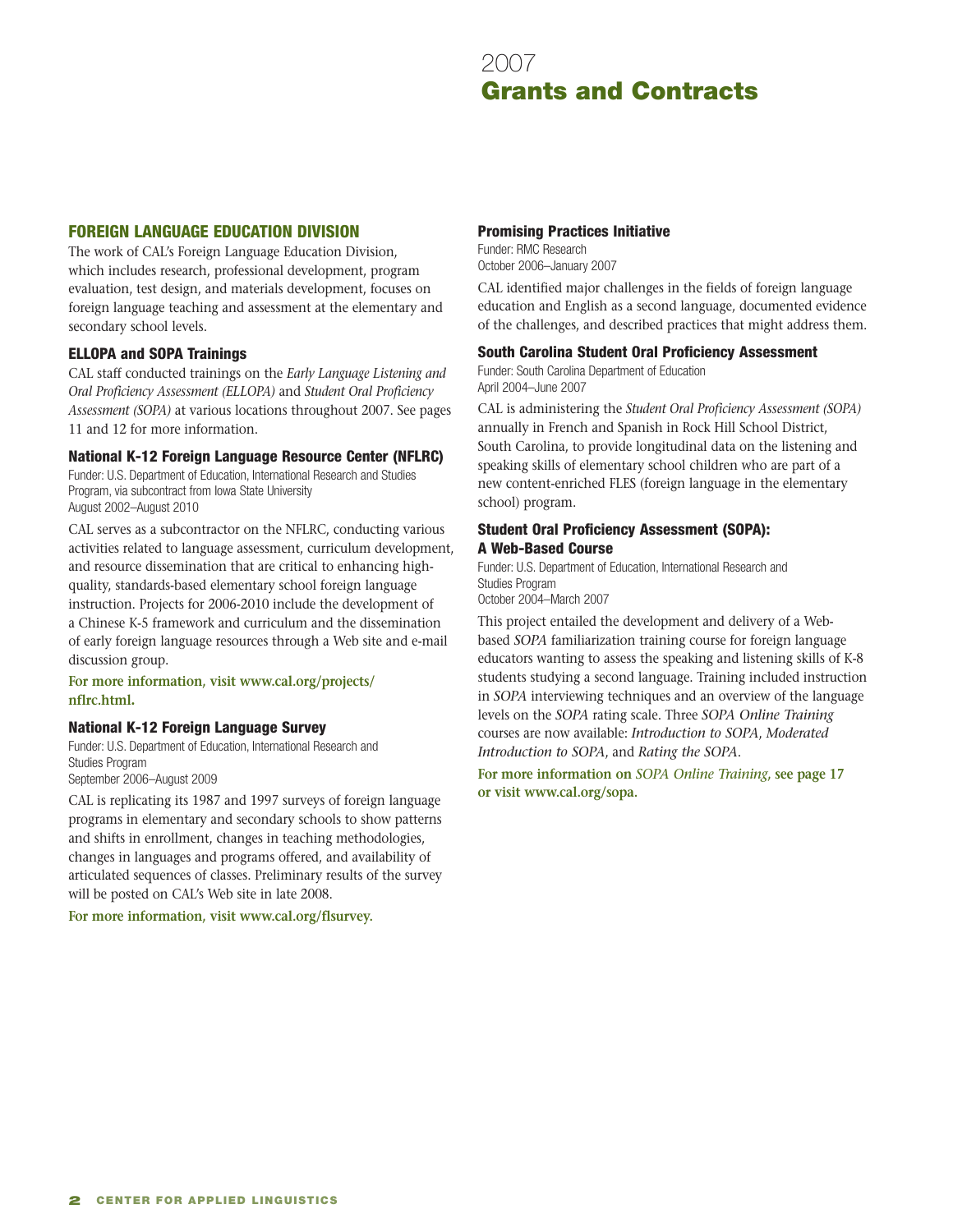# 2007 Grants and Contracts

## FOREIGN LANGUAGE EDUCATION DIVISION

The work of CAL's Foreign Language Education Division, which includes research, professional development, program evaluation, test design, and materials development, focuses on foreign language teaching and assessment at the elementary and secondary school levels.

### ELLOPA and SOPA Trainings

CAL staff conducted trainings on the *Early Language Listening and Oral Proficiency Assessment (ELLOPA)* and *Student Oral Proficiency Assessment (SOPA)* at various locations throughout 2007. See pages 11 and 12 for more information.

### National K-12 Foreign Language Resource Center (NFLRC)

Funder: U.S. Department of Education, International Research and Studies Program, via subcontract from Iowa State University
August 2002–August 2010

CAL serves as a subcontractor on the NFLRC, conducting various activities related to language assessment, curriculum development, and resource dissemination that are critical to enhancing high-quality, standards-based elementary school foreign language instruction. Projects for 2006-2010 include the development of a Chinese K-5 framework and curriculum and the dissemination of early foreign language resources through a Web site and e-mail discussion group.

**For more information, visit www.cal.org/projects/nflrc.html.**

### National K-12 Foreign Language Survey

Funder: U.S. Department of Education, International Research and Studies Program
September 2006–August 2009

CAL is replicating its 1987 and 1997 surveys of foreign language programs in elementary and secondary schools to show patterns and shifts in enrollment, changes in teaching methodologies, changes in languages and programs offered, and availability of articulated sequences of classes. Preliminary results of the survey will be posted on CAL's Web site in late 2008.

**For more information, visit www.cal.org/flsurvey.**

### Promising Practices Initiative

Funder: RMC Research
October 2006–January 2007

CAL identified major challenges in the fields of foreign language education and English as a second language, documented evidence of the challenges, and described practices that might address them.

### South Carolina Student Oral Proficiency Assessment

Funder: South Carolina Department of Education
April 2004–June 2007

CAL is administering the *Student Oral Proficiency Assessment (SOPA)* annually in French and Spanish in Rock Hill School District, South Carolina, to provide longitudinal data on the listening and speaking skills of elementary school children who are part of a new content-enriched FLES (foreign language in the elementary school) program.

### Student Oral Proficiency Assessment (SOPA): A Web-Based Course

Funder: U.S. Department of Education, International Research and Studies Program
October 2004–March 2007

This project entailed the development and delivery of a Web-based *SOPA* familiarization training course for foreign language educators wanting to assess the speaking and listening skills of K-8 students studying a second language. Training included instruction in *SOPA* interviewing techniques and an overview of the language levels on the *SOPA* rating scale. Three *SOPA Online Training* courses are now available: *Introduction to SOPA*, *Moderated Introduction to SOPA*, and *Rating the SOPA*.

**For more information on *SOPA Online Training*, see page 17 or visit www.cal.org/sopa.**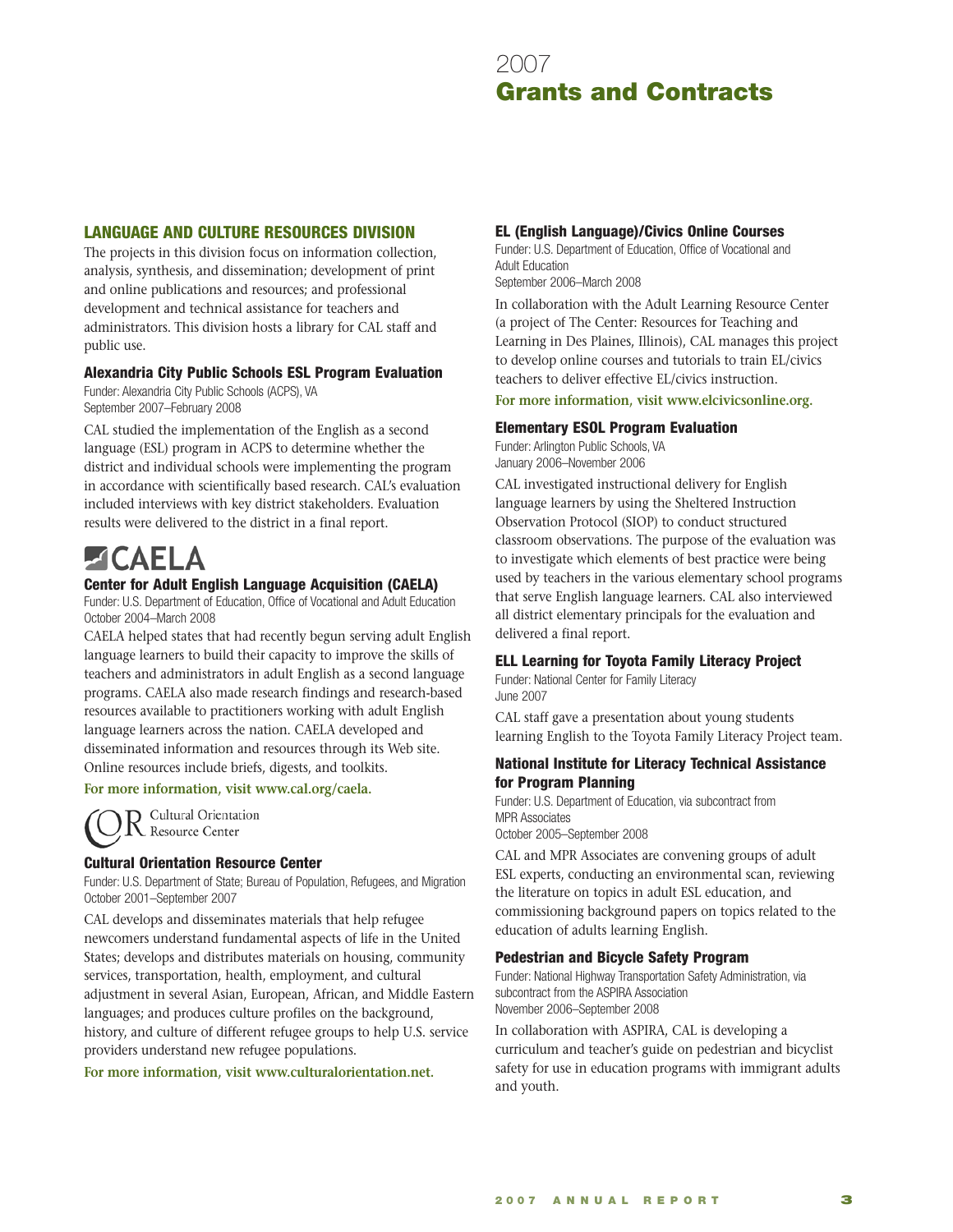# 2007 Grants and Contracts

## LANGUAGE AND CULTURE RESOURCES DIVISION

The projects in this division focus on information collection, analysis, synthesis, and dissemination; development of print and online publications and resources; and professional development and technical assistance for teachers and administrators. This division hosts a library for CAL staff and public use.

### Alexandria City Public Schools ESL Program Evaluation

Funder: Alexandria City Public Schools (ACPS), VA
September 2007–February 2008

CAL studied the implementation of the English as a second language (ESL) program in ACPS to determine whether the district and individual schools were implementing the program in accordance with scientifically based research. CAL's evaluation included interviews with key district stakeholders. Evaluation results were delivered to the district in a final report.

CAELA

### Center for Adult English Language Acquisition (CAELA)

Funder: U.S. Department of Education, Office of Vocational and Adult Education
October 2004–March 2008

CAELA helped states that had recently begun serving adult English language learners to build their capacity to improve the skills of teachers and administrators in adult English as a second language programs. CAELA also made research findings and research-based resources available to practitioners working with adult English language learners across the nation. CAELA developed and disseminated information and resources through its Web site. Online resources include briefs, digests, and toolkits.

**For more information, visit www.cal.org/caela.**

COR Cultural Orientation Resource Center

### Cultural Orientation Resource Center

Funder: U.S. Department of State; Bureau of Population, Refugees, and Migration
October 2001–September 2007

CAL develops and disseminates materials that help refugee newcomers understand fundamental aspects of life in the United States; develops and distributes materials on housing, community services, transportation, health, employment, and cultural adjustment in several Asian, European, African, and Middle Eastern languages; and produces culture profiles on the background, history, and culture of different refugee groups to help U.S. service providers understand new refugee populations.

**For more information, visit www.culturalorientation.net.**

### EL (English Language)/Civics Online Courses

Funder: U.S. Department of Education, Office of Vocational and Adult Education
September 2006–March 2008

In collaboration with the Adult Learning Resource Center (a project of The Center: Resources for Teaching and Learning in Des Plaines, Illinois), CAL manages this project to develop online courses and tutorials to train EL/civics teachers to deliver effective EL/civics instruction.

**For more information, visit www.elcivicsonline.org.**

### Elementary ESOL Program Evaluation

Funder: Arlington Public Schools, VA
January 2006–November 2006

CAL investigated instructional delivery for English language learners by using the Sheltered Instruction Observation Protocol (SIOP) to conduct structured classroom observations. The purpose of the evaluation was to investigate which elements of best practice were being used by teachers in the various elementary school programs that serve English language learners. CAL also interviewed all district elementary principals for the evaluation and delivered a final report.

### ELL Learning for Toyota Family Literacy Project

Funder: National Center for Family Literacy
June 2007

CAL staff gave a presentation about young students learning English to the Toyota Family Literacy Project team.

### National Institute for Literacy Technical Assistance for Program Planning

Funder: U.S. Department of Education, via subcontract from MPR Associates
October 2005–September 2008

CAL and MPR Associates are convening groups of adult ESL experts, conducting an environmental scan, reviewing the literature on topics in adult ESL education, and commissioning background papers on topics related to the education of adults learning English.

### Pedestrian and Bicycle Safety Program

Funder: National Highway Transportation Safety Administration, via subcontract from the ASPIRA Association
November 2006–September 2008

In collaboration with ASPIRA, CAL is developing a curriculum and teacher's guide on pedestrian and bicyclist safety for use in education programs with immigrant adults and youth.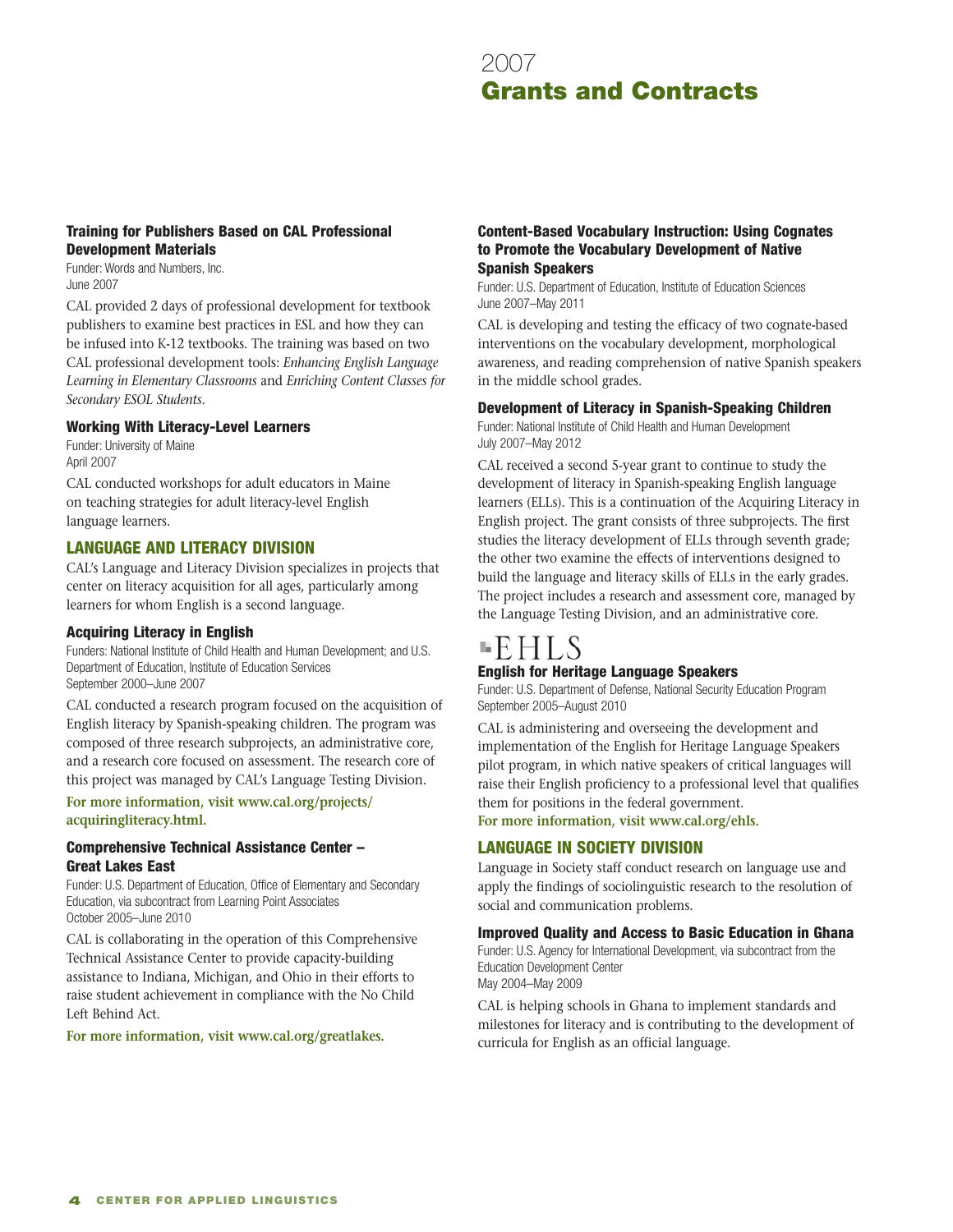# 2007 Grants and Contracts

### Training for Publishers Based on CAL Professional Development Materials

Funder: Words and Numbers, Inc.
June 2007

CAL provided 2 days of professional development for textbook publishers to examine best practices in ESL and how they can be infused into K-12 textbooks. The training was based on two CAL professional development tools: *Enhancing English Language Learning in Elementary Classrooms* and *Enriching Content Classes for Secondary ESOL Students*.

### Working With Literacy-Level Learners

Funder: University of Maine
April 2007

CAL conducted workshops for adult educators in Maine on teaching strategies for adult literacy-level English language learners.

## LANGUAGE AND LITERACY DIVISION

CAL's Language and Literacy Division specializes in projects that center on literacy acquisition for all ages, particularly among learners for whom English is a second language.

### Acquiring Literacy in English

Funders: National Institute of Child Health and Human Development; and U.S. Department of Education, Institute of Education Services
September 2000–June 2007

CAL conducted a research program focused on the acquisition of English literacy by Spanish-speaking children. The program was composed of three research subprojects, an administrative core, and a research core focused on assessment. The research core of this project was managed by CAL's Language Testing Division.

**For more information, visit www.cal.org/projects/acquiringliteracy.html.**

### Comprehensive Technical Assistance Center – Great Lakes East

Funder: U.S. Department of Education, Office of Elementary and Secondary Education, via subcontract from Learning Point Associates
October 2005–June 2010

CAL is collaborating in the operation of this Comprehensive Technical Assistance Center to provide capacity-building assistance to Indiana, Michigan, and Ohio in their efforts to raise student achievement in compliance with the No Child Left Behind Act.

**For more information, visit www.cal.org/greatlakes.**

### Content-Based Vocabulary Instruction: Using Cognates to Promote the Vocabulary Development of Native Spanish Speakers

Funder: U.S. Department of Education, Institute of Education Sciences
June 2007–May 2011

CAL is developing and testing the efficacy of two cognate-based interventions on the vocabulary development, morphological awareness, and reading comprehension of native Spanish speakers in the middle school grades.

### Development of Literacy in Spanish-Speaking Children

Funder: National Institute of Child Health and Human Development
July 2007–May 2012

CAL received a second 5-year grant to continue to study the development of literacy in Spanish-speaking English language learners (ELLs). This is a continuation of the Acquiring Literacy in English project. The grant consists of three subprojects. The first studies the literacy development of ELLs through seventh grade; the other two examine the effects of interventions designed to build the language and literacy skills of ELLs in the early grades. The project includes a research and assessment core, managed by the Language Testing Division, and an administrative core.

EHLS

### English for Heritage Language Speakers

Funder: U.S. Department of Defense, National Security Education Program
September 2005–August 2010

CAL is administering and overseeing the development and implementation of the English for Heritage Language Speakers pilot program, in which native speakers of critical languages will raise their English proficiency to a professional level that qualifies them for positions in the federal government.

**For more information, visit www.cal.org/ehls.**

## LANGUAGE IN SOCIETY DIVISION

Language in Society staff conduct research on language use and apply the findings of sociolinguistic research to the resolution of social and communication problems.

### Improved Quality and Access to Basic Education in Ghana

Funder: U.S. Agency for International Development, via subcontract from the Education Development Center
May 2004–May 2009

CAL is helping schools in Ghana to implement standards and milestones for literacy and is contributing to the development of curricula for English as an official language.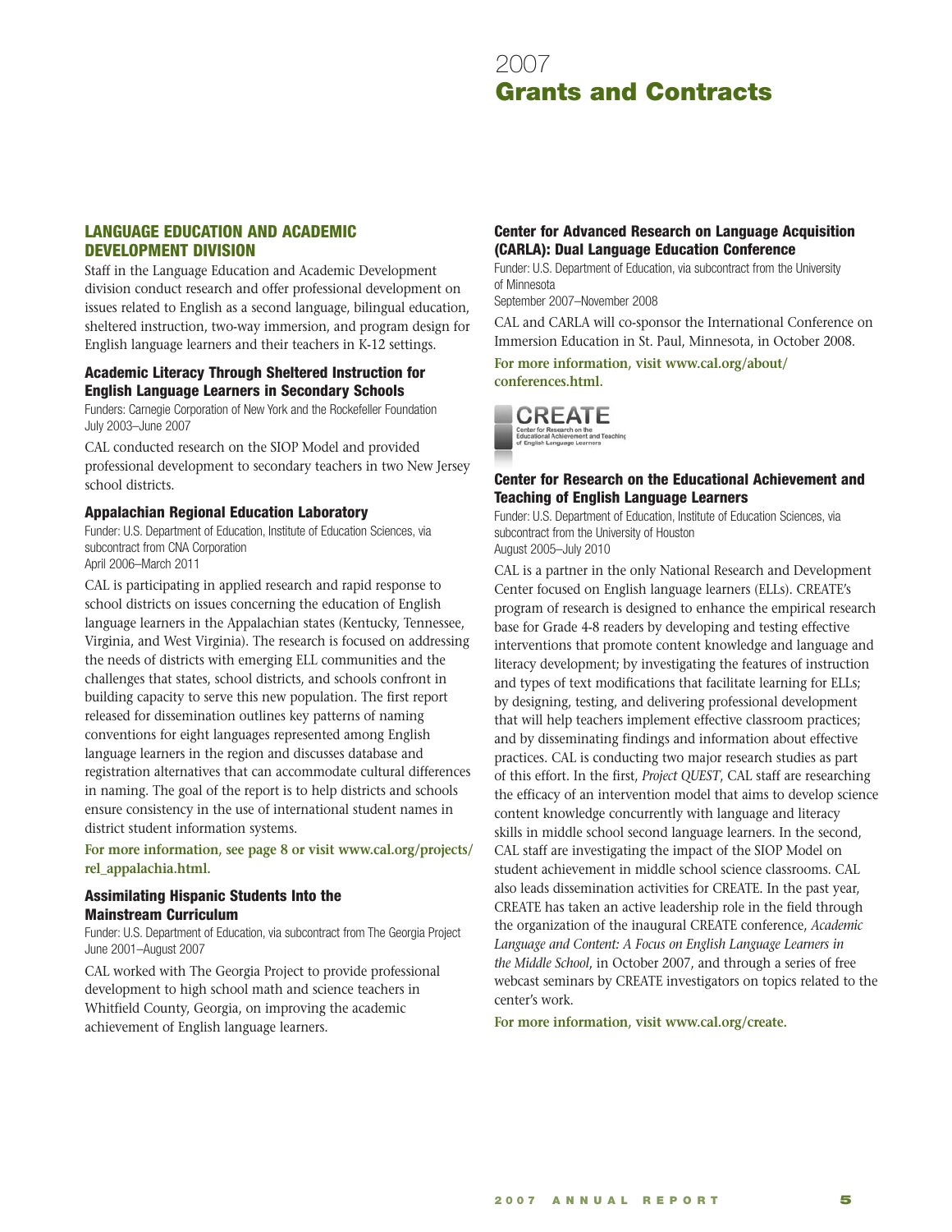# 2007 Grants and Contracts

## LANGUAGE EDUCATION AND ACADEMIC DEVELOPMENT DIVISION

Staff in the Language Education and Academic Development division conduct research and offer professional development on issues related to English as a second language, bilingual education, sheltered instruction, two-way immersion, and program design for English language learners and their teachers in K-12 settings.

### Academic Literacy Through Sheltered Instruction for English Language Learners in Secondary Schools

Funders: Carnegie Corporation of New York and the Rockefeller Foundation
July 2003–June 2007

CAL conducted research on the SIOP Model and provided professional development to secondary teachers in two New Jersey school districts.

### Appalachian Regional Education Laboratory

Funder: U.S. Department of Education, Institute of Education Sciences, via subcontract from CNA Corporation
April 2006–March 2011

CAL is participating in applied research and rapid response to school districts on issues concerning the education of English language learners in the Appalachian states (Kentucky, Tennessee, Virginia, and West Virginia). The research is focused on addressing the needs of districts with emerging ELL communities and the challenges that states, school districts, and schools confront in building capacity to serve this new population. The first report released for dissemination outlines key patterns of naming conventions for eight languages represented among English language learners in the region and discusses database and registration alternatives that can accommodate cultural differences in naming. The goal of the report is to help districts and schools ensure consistency in the use of international student names in district student information systems.

**For more information, see page 8 or visit www.cal.org/projects/rel_appalachia.html.**

### Assimilating Hispanic Students Into the Mainstream Curriculum

Funder: U.S. Department of Education, via subcontract from The Georgia Project
June 2001–August 2007

CAL worked with The Georgia Project to provide professional development to high school math and science teachers in Whitfield County, Georgia, on improving the academic achievement of English language learners.

### Center for Advanced Research on Language Acquisition (CARLA): Dual Language Education Conference

Funder: U.S. Department of Education, via subcontract from the University of Minnesota
September 2007–November 2008

CAL and CARLA will co-sponsor the International Conference on Immersion Education in St. Paul, Minnesota, in October 2008.

**For more information, visit www.cal.org/about/conferences.html.**

CREATE
Center for Research on the Educational Achievement and Teaching of English Language Learners

### Center for Research on the Educational Achievement and Teaching of English Language Learners

Funder: U.S. Department of Education, Institute of Education Sciences, via subcontract from the University of Houston
August 2005–July 2010

CAL is a partner in the only National Research and Development Center focused on English language learners (ELLs). CREATE's program of research is designed to enhance the empirical research base for Grade 4-8 readers by developing and testing effective interventions that promote content knowledge and language and literacy development; by investigating the features of instruction and types of text modifications that facilitate learning for ELLs; by designing, testing, and delivering professional development that will help teachers implement effective classroom practices; and by disseminating findings and information about effective practices. CAL is conducting two major research studies as part of this effort. In the first, *Project QUEST*, CAL staff are researching the efficacy of an intervention model that aims to develop science content knowledge concurrently with language and literacy skills in middle school second language learners. In the second, CAL staff are investigating the impact of the SIOP Model on student achievement in middle school science classrooms. CAL also leads dissemination activities for CREATE. In the past year, CREATE has taken an active leadership role in the field through the organization of the inaugural CREATE conference, *Academic Language and Content: A Focus on English Language Learners in the Middle School*, in October 2007, and through a series of free webcast seminars by CREATE investigators on topics related to the center's work.

**For more information, visit www.cal.org/create.**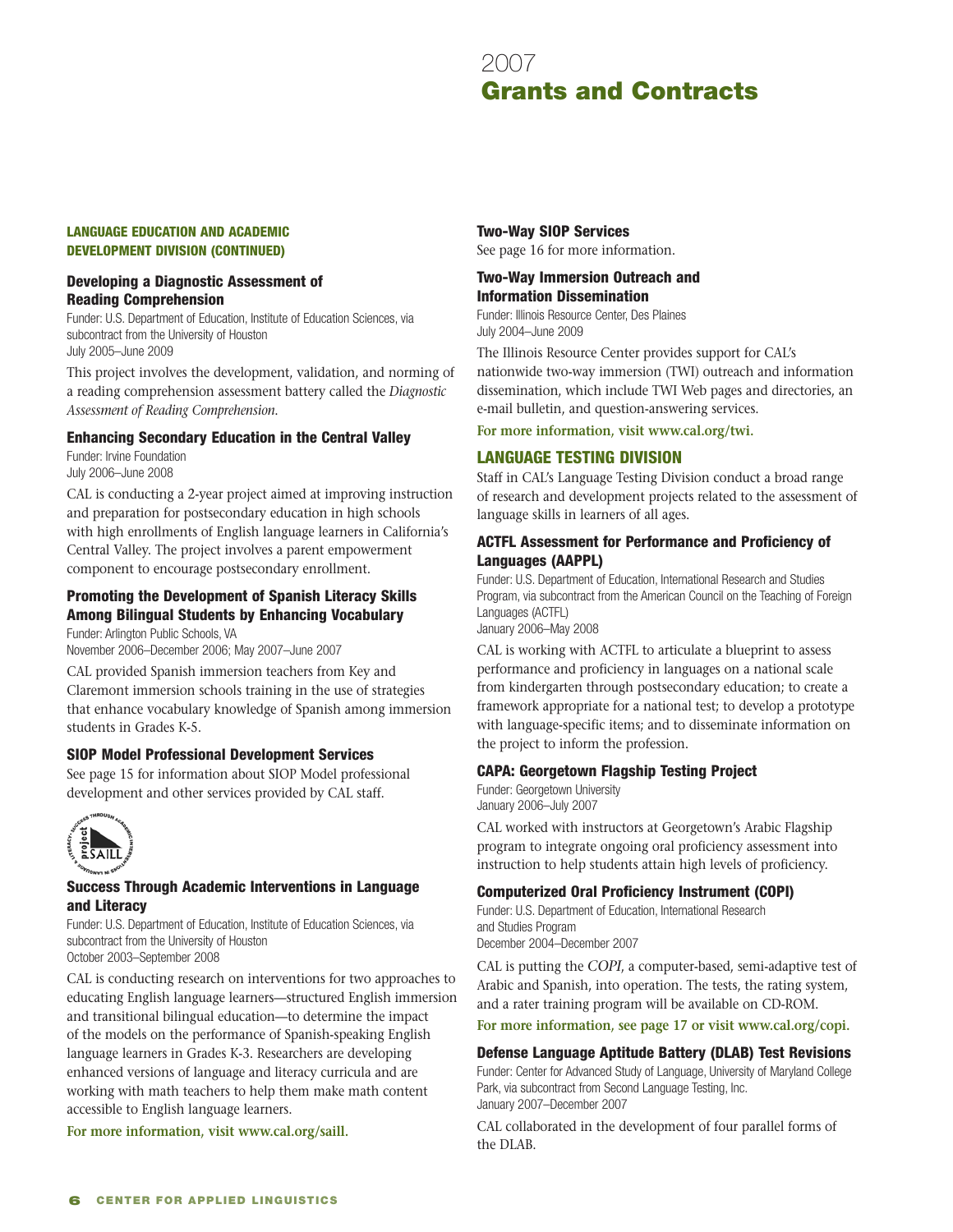# 2007
# Grants and Contracts

## LANGUAGE EDUCATION AND ACADEMIC DEVELOPMENT DIVISION (CONTINUED)

### Developing a Diagnostic Assessment of Reading Comprehension

Funder: U.S. Department of Education, Institute of Education Sciences, via subcontract from the University of Houston
July 2005–June 2009

This project involves the development, validation, and norming of a reading comprehension assessment battery called the *Diagnostic Assessment of Reading Comprehension.*

### Enhancing Secondary Education in the Central Valley

Funder: Irvine Foundation
July 2006–June 2008

CAL is conducting a 2-year project aimed at improving instruction and preparation for postsecondary education in high schools with high enrollments of English language learners in California's Central Valley. The project involves a parent empowerment component to encourage postsecondary enrollment.

### Promoting the Development of Spanish Literacy Skills Among Bilingual Students by Enhancing Vocabulary

Funder: Arlington Public Schools, VA
November 2006–December 2006; May 2007–June 2007

CAL provided Spanish immersion teachers from Key and Claremont immersion schools training in the use of strategies that enhance vocabulary knowledge of Spanish among immersion students in Grades K-5.

### SIOP Model Professional Development Services

See page 15 for information about SIOP Model professional development and other services provided by CAL staff.

### Success Through Academic Interventions in Language and Literacy

Funder: U.S. Department of Education, Institute of Education Sciences, via subcontract from the University of Houston
October 2003–September 2008

CAL is conducting research on interventions for two approaches to educating English language learners—structured English immersion and transitional bilingual education—to determine the impact of the models on the performance of Spanish-speaking English language learners in Grades K-3. Researchers are developing enhanced versions of language and literacy curricula and are working with math teachers to help them make math content accessible to English language learners.

**For more information, visit www.cal.org/saill.**

### Two-Way SIOP Services

See page 16 for more information.

### Two-Way Immersion Outreach and Information Dissemination

Funder: Illinois Resource Center, Des Plaines
July 2004–June 2009

The Illinois Resource Center provides support for CAL's nationwide two-way immersion (TWI) outreach and information dissemination, which include TWI Web pages and directories, an e-mail bulletin, and question-answering services.

**For more information, visit www.cal.org/twi.**

## LANGUAGE TESTING DIVISION

Staff in CAL's Language Testing Division conduct a broad range of research and development projects related to the assessment of language skills in learners of all ages.

### ACTFL Assessment for Performance and Proficiency of Languages (AAPPL)

Funder: U.S. Department of Education, International Research and Studies Program, via subcontract from the American Council on the Teaching of Foreign Languages (ACTFL)
January 2006–May 2008

CAL is working with ACTFL to articulate a blueprint to assess performance and proficiency in languages on a national scale from kindergarten through postsecondary education; to create a framework appropriate for a national test; to develop a prototype with language-specific items; and to disseminate information on the project to inform the profession.

### CAPA: Georgetown Flagship Testing Project

Funder: Georgetown University
January 2006–July 2007

CAL worked with instructors at Georgetown's Arabic Flagship program to integrate ongoing oral proficiency assessment into instruction to help students attain high levels of proficiency.

### Computerized Oral Proficiency Instrument (COPI)

Funder: U.S. Department of Education, International Research and Studies Program
December 2004–December 2007

CAL is putting the *COPI*, a computer-based, semi-adaptive test of Arabic and Spanish, into operation. The tests, the rating system, and a rater training program will be available on CD-ROM.

**For more information, see page 17 or visit www.cal.org/copi.**

### Defense Language Aptitude Battery (DLAB) Test Revisions

Funder: Center for Advanced Study of Language, University of Maryland College Park, via subcontract from Second Language Testing, Inc.
January 2007–December 2007

CAL collaborated in the development of four parallel forms of the DLAB.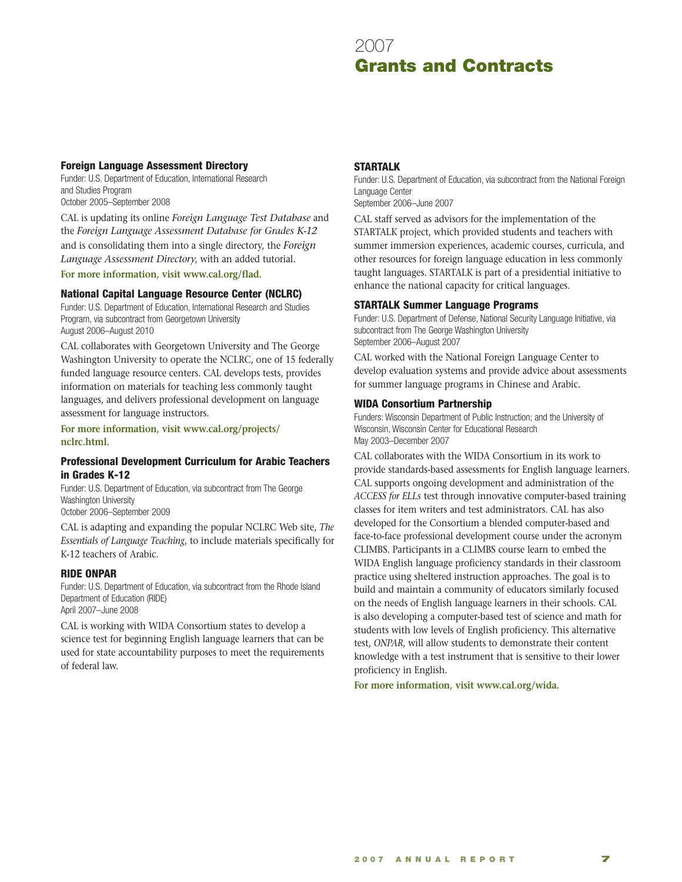# 2007 Grants and Contracts

### Foreign Language Assessment Directory

Funder: U.S. Department of Education, International Research and Studies Program
October 2005–September 2008

CAL is updating its online *Foreign Language Test Database* and the *Foreign Language Assessment Database for Grades K-12* and is consolidating them into a single directory, the *Foreign Language Assessment Directory*, with an added tutorial.

**For more information, visit www.cal.org/flad.**

### National Capital Language Resource Center (NCLRC)

Funder: U.S. Department of Education, International Research and Studies Program, via subcontract from Georgetown University
August 2006–August 2010

CAL collaborates with Georgetown University and The George Washington University to operate the NCLRC, one of 15 federally funded language resource centers. CAL develops tests, provides information on materials for teaching less commonly taught languages, and delivers professional development on language assessment for language instructors.

**For more information, visit www.cal.org/projects/nclrc.html.**

### Professional Development Curriculum for Arabic Teachers in Grades K-12

Funder: U.S. Department of Education, via subcontract from The George Washington University
October 2006–September 2009

CAL is adapting and expanding the popular NCLRC Web site, *The Essentials of Language Teaching*, to include materials specifically for K-12 teachers of Arabic.

### RIDE ONPAR

Funder: U.S. Department of Education, via subcontract from the Rhode Island Department of Education (RIDE)
April 2007–June 2008

CAL is working with WIDA Consortium states to develop a science test for beginning English language learners that can be used for state accountability purposes to meet the requirements of federal law.

### STARTALK

Funder: U.S. Department of Education, via subcontract from the National Foreign Language Center
September 2006–June 2007

CAL staff served as advisors for the implementation of the STARTALK project, which provided students and teachers with summer immersion experiences, academic courses, curricula, and other resources for foreign language education in less commonly taught languages. STARTALK is part of a presidential initiative to enhance the national capacity for critical languages.

### STARTALK Summer Language Programs

Funder: U.S. Department of Defense, National Security Language Initiative, via subcontract from The George Washington University
September 2006–August 2007

CAL worked with the National Foreign Language Center to develop evaluation systems and provide advice about assessments for summer language programs in Chinese and Arabic.

### WIDA Consortium Partnership

Funders: Wisconsin Department of Public Instruction; and the University of Wisconsin, Wisconsin Center for Educational Research
May 2003–December 2007

CAL collaborates with the WIDA Consortium in its work to provide standards-based assessments for English language learners. CAL supports ongoing development and administration of the *ACCESS for ELLs* test through innovative computer-based training classes for item writers and test administrators. CAL has also developed for the Consortium a blended computer-based and face-to-face professional development course under the acronym CLIMBS. Participants in a CLIMBS course learn to embed the WIDA English language proficiency standards in their classroom practice using sheltered instruction approaches. The goal is to build and maintain a community of educators similarly focused on the needs of English language learners in their schools. CAL is also developing a computer-based test of science and math for students with low levels of English proficiency. This alternative test, *ONPAR*, will allow students to demonstrate their content knowledge with a test instrument that is sensitive to their lower proficiency in English.

**For more information, visit www.cal.org/wida.**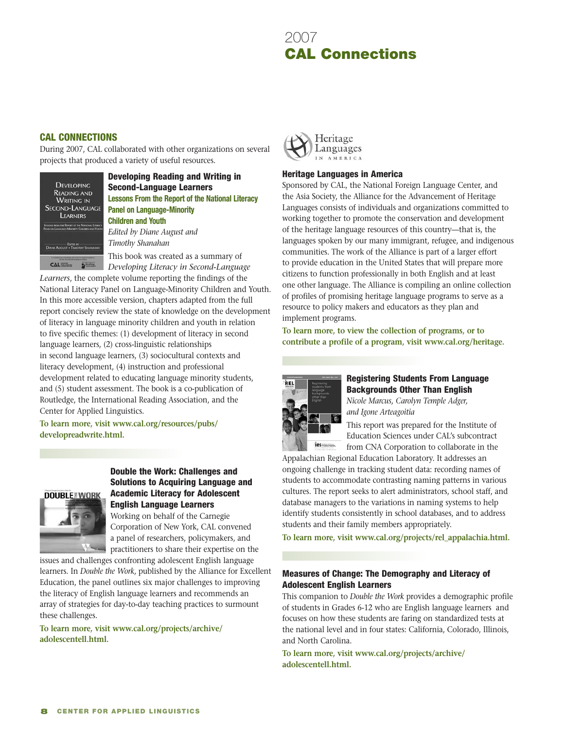# 2007 CAL Connections

## CAL CONNECTIONS

During 2007, CAL collaborated with other organizations on several projects that produced a variety of useful resources.

### Developing Reading and Writing in Second-Language Learners

**Lessons From the Report of the National Literacy Panel on Language-Minority Children and Youth**

*Edited by Diane August and Timothy Shanahan*

This book was created as a summary of *Developing Literacy in Second-Language Learners*, the complete volume reporting the findings of the National Literacy Panel on Language-Minority Children and Youth. In this more accessible version, chapters adapted from the full report concisely review the state of knowledge on the development of literacy in language minority children and youth in relation to five specific themes: (1) development of literacy in second language learners, (2) cross-linguistic relationships in second language learners, (3) sociocultural contexts and literacy development, (4) instruction and professional development related to educating language minority students, and (5) student assessment. The book is a co-publication of Routledge, the International Reading Association, and the Center for Applied Linguistics.

**To learn more, visit www.cal.org/resources/pubs/developreadwrite.html.**

### Double the Work: Challenges and Solutions to Acquiring Language and Academic Literacy for Adolescent English Language Learners

Working on behalf of the Carnegie Corporation of New York, CAL convened a panel of researchers, policymakers, and practitioners to share their expertise on the issues and challenges confronting adolescent English language learners. In *Double the Work*, published by the Alliance for Excellent Education, the panel outlines six major challenges to improving the literacy of English language learners and recommends an array of strategies for day-to-day teaching practices to surmount these challenges.

**To learn more, visit www.cal.org/projects/archive/adolescentell.html.**

### Heritage Languages in America

Sponsored by CAL, the National Foreign Language Center, and the Asia Society, the Alliance for the Advancement of Heritage Languages consists of individuals and organizations committed to working together to promote the conservation and development of the heritage language resources of this country—that is, the languages spoken by our many immigrant, refugee, and indigenous communities. The work of the Alliance is part of a larger effort to provide education in the United States that will prepare more citizens to function professionally in both English and at least one other language. The Alliance is compiling an online collection of profiles of promising heritage language programs to serve as a resource to policy makers and educators as they plan and implement programs.

**To learn more, to view the collection of programs, or to contribute a profile of a program, visit www.cal.org/heritage.**

### Registering Students From Language Backgrounds Other Than English

*Nicole Marcus, Carolyn Temple Adger, and Igone Arteagoitia*

This report was prepared for the Institute of Education Sciences under CAL's subcontract from CNA Corporation to collaborate in the Appalachian Regional Education Laboratory. It addresses an ongoing challenge in tracking student data: recording names of students to accommodate contrasting naming patterns in various cultures. The report seeks to alert administrators, school staff, and database managers to the variations in naming systems to help identify students consistently in school databases, and to address students and their family members appropriately.

**To learn more, visit www.cal.org/projects/rel_appalachia.html.**

### Measures of Change: The Demography and Literacy of Adolescent English Learners

This companion to *Double the Work* provides a demographic profile of students in Grades 6-12 who are English language learners and focuses on how these students are faring on standardized tests at the national level and in four states: California, Colorado, Illinois, and North Carolina.

**To learn more, visit www.cal.org/projects/archive/adolescentell.html.**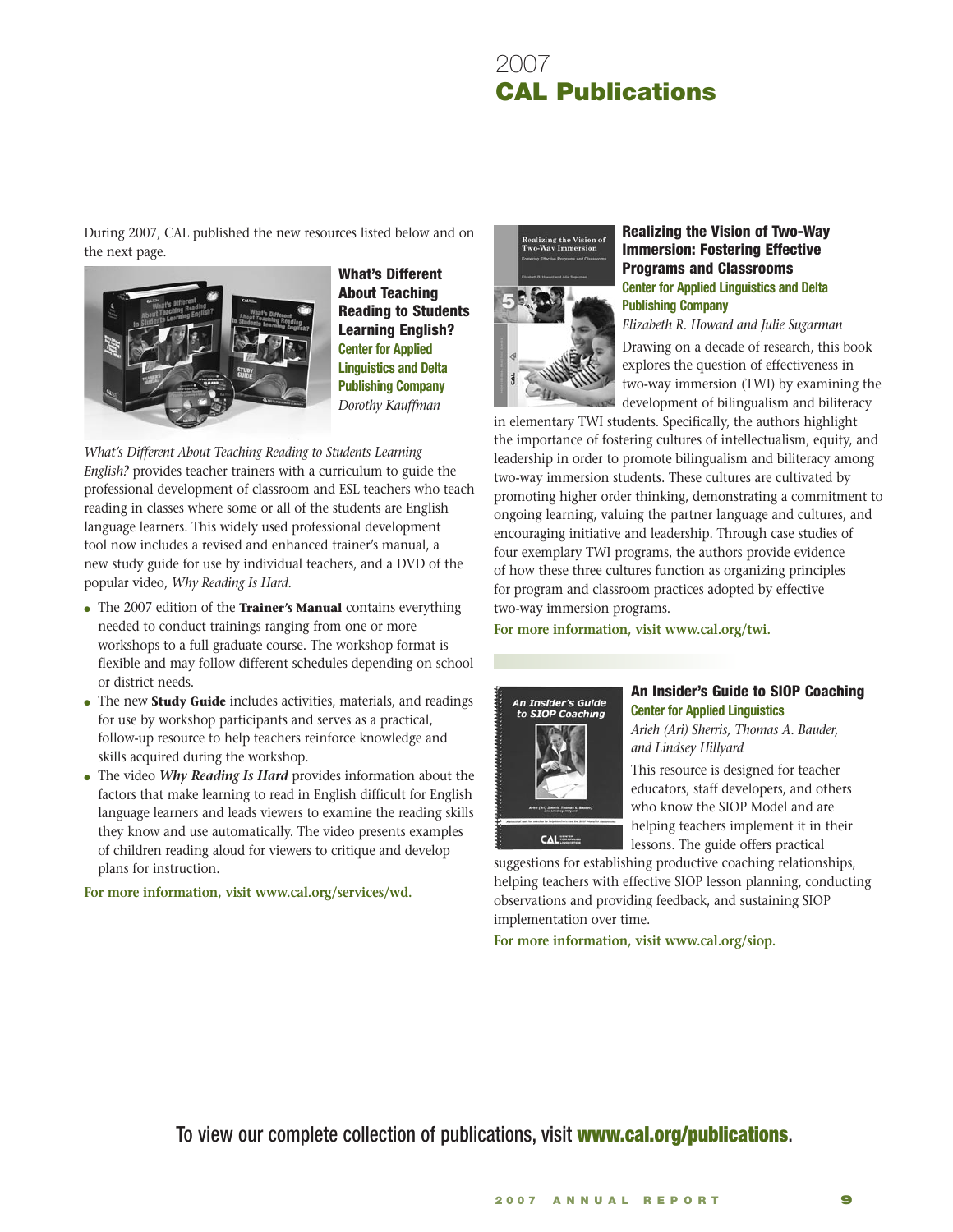# 2007 CAL Publications

During 2007, CAL published the new resources listed below and on the next page.

### What's Different About Teaching Reading to Students Learning English?

**Center for Applied Linguistics and Delta Publishing Company**

*Dorothy Kauffman*

*What's Different About Teaching Reading to Students Learning English?* provides teacher trainers with a curriculum to guide the professional development of classroom and ESL teachers who teach reading in classes where some or all of the students are English language learners. This widely used professional development tool now includes a revised and enhanced trainer's manual, a new study guide for use by individual teachers, and a DVD of the popular video, *Why Reading Is Hard*.

- The 2007 edition of the **Trainer's Manual** contains everything needed to conduct trainings ranging from one or more workshops to a full graduate course. The workshop format is flexible and may follow different schedules depending on school or district needs.
- The new **Study Guide** includes activities, materials, and readings for use by workshop participants and serves as a practical, follow-up resource to help teachers reinforce knowledge and skills acquired during the workshop.
- The video ***Why Reading Is Hard*** provides information about the factors that make learning to read in English difficult for English language learners and leads viewers to examine the reading skills they know and use automatically. The video presents examples of children reading aloud for viewers to critique and develop plans for instruction.

For more information, visit www.cal.org/services/wd.

### Realizing the Vision of Two-Way Immersion: Fostering Effective Programs and Classrooms

**Center for Applied Linguistics and Delta Publishing Company**

*Elizabeth R. Howard and Julie Sugarman*

Drawing on a decade of research, this book explores the question of effectiveness in two-way immersion (TWI) by examining the development of bilingualism and biliteracy in elementary TWI students. Specifically, the authors highlight the importance of fostering cultures of intellectualism, equity, and leadership in order to promote bilingualism and biliteracy among two-way immersion students. These cultures are cultivated by promoting higher order thinking, demonstrating a commitment to ongoing learning, valuing the partner language and cultures, and encouraging initiative and leadership. Through case studies of four exemplary TWI programs, the authors provide evidence of how these three cultures function as organizing principles for program and classroom practices adopted by effective two-way immersion programs.

For more information, visit www.cal.org/twi.

### An Insider's Guide to SIOP Coaching

**Center for Applied Linguistics**

*Arieh (Ari) Sherris, Thomas A. Bauder, and Lindsey Hillyard*

This resource is designed for teacher educators, staff developers, and others who know the SIOP Model and are helping teachers implement it in their lessons. The guide offers practical suggestions for establishing productive coaching relationships, helping teachers with effective SIOP lesson planning, conducting observations and providing feedback, and sustaining SIOP implementation over time.

For more information, visit www.cal.org/siop.

To view our complete collection of publications, visit **www.cal.org/publications**.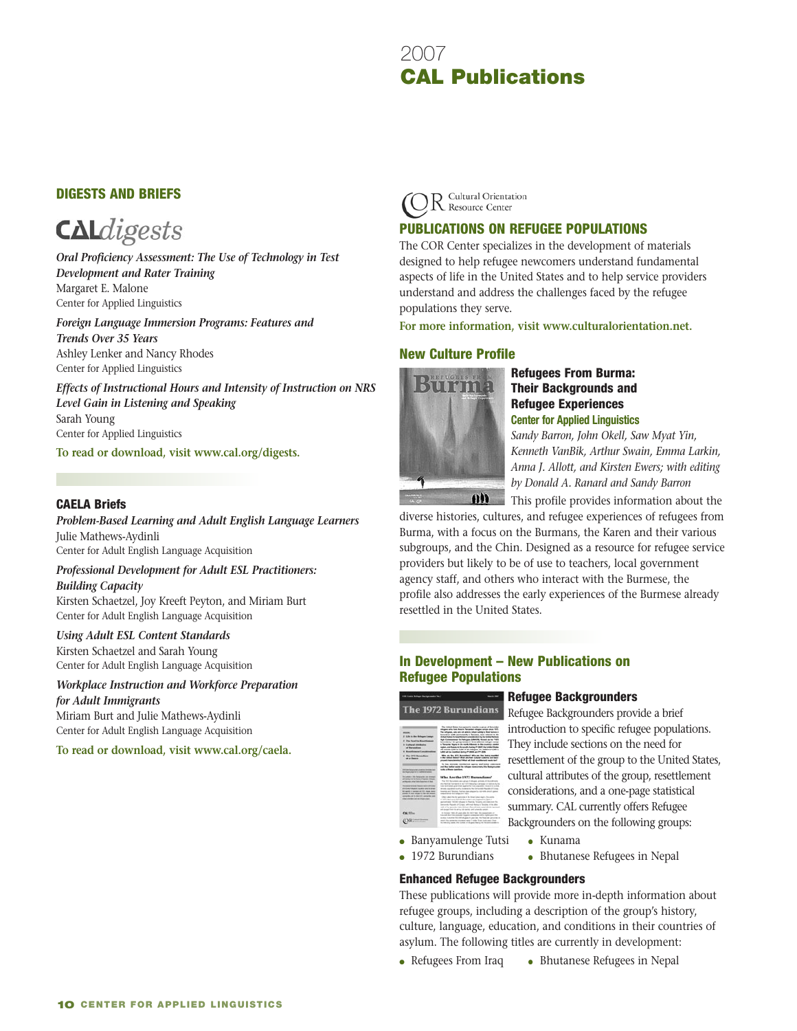# 2007 CAL Publications

## DIGESTS AND BRIEFS

### CALdigests

***Oral Proficiency Assessment: The Use of Technology in Test Development and Rater Training***
Margaret E. Malone
Center for Applied Linguistics

***Foreign Language Immersion Programs: Features and Trends Over 35 Years***
Ashley Lenker and Nancy Rhodes
Center for Applied Linguistics

***Effects of Instructional Hours and Intensity of Instruction on NRS Level Gain in Listening and Speaking***
Sarah Young
Center for Applied Linguistics

To read or download, visit www.cal.org/digests.

### CAELA Briefs

***Problem-Based Learning and Adult English Language Learners***
Julie Mathews-Aydinli
Center for Adult English Language Acquisition

***Professional Development for Adult ESL Practitioners: Building Capacity***
Kirsten Schaetzel, Joy Kreeft Peyton, and Miriam Burt
Center for Adult English Language Acquisition

***Using Adult ESL Content Standards***
Kirsten Schaetzel and Sarah Young
Center for Adult English Language Acquisition

***Workplace Instruction and Workforce Preparation for Adult Immigrants***
Miriam Burt and Julie Mathews-Aydinli
Center for Adult English Language Acquisition

To read or download, visit www.cal.org/caela.

COR Cultural Orientation Resource Center

## PUBLICATIONS ON REFUGEE POPULATIONS

The COR Center specializes in the development of materials designed to help refugee newcomers understand fundamental aspects of life in the United States and to help service providers understand and address the challenges faced by the refugee populations they serve.

For more information, visit www.culturalorientation.net.

### New Culture Profile

**Refugees From Burma: Their Backgrounds and Refugee Experiences**
Center for Applied Linguistics
*Sandy Barron, John Okell, Saw Myat Yin, Kenneth VanBik, Arthur Swain, Emma Larkin, Anna J. Allott, and Kirsten Ewers; with editing by Donald A. Ranard and Sandy Barron*

This profile provides information about the diverse histories, cultures, and refugee experiences of refugees from Burma, with a focus on the Burmans, the Karen and their various subgroups, and the Chin. Designed as a resource for refugee service providers but likely to be of use to teachers, local government agency staff, and others who interact with the Burmese, the profile also addresses the early experiences of the Burmese already resettled in the United States.

### In Development – New Publications on Refugee Populations

**Refugee Backgrounders**

Refugee Backgrounders provide a brief introduction to specific refugee populations. They include sections on the need for resettlement of the group to the United States, cultural attributes of the group, resettlement considerations, and a one-page statistical summary. CAL currently offers Refugee Backgrounders on the following groups:

- Banyamulenge Tutsi
- 1972 Burundians
- Kunama
- Bhutanese Refugees in Nepal

**Enhanced Refugee Backgrounders**

These publications will provide more in-depth information about refugee groups, including a description of the group's history, culture, language, education, and conditions in their countries of asylum. The following titles are currently in development:

- Refugees From Iraq
- Bhutanese Refugees in Nepal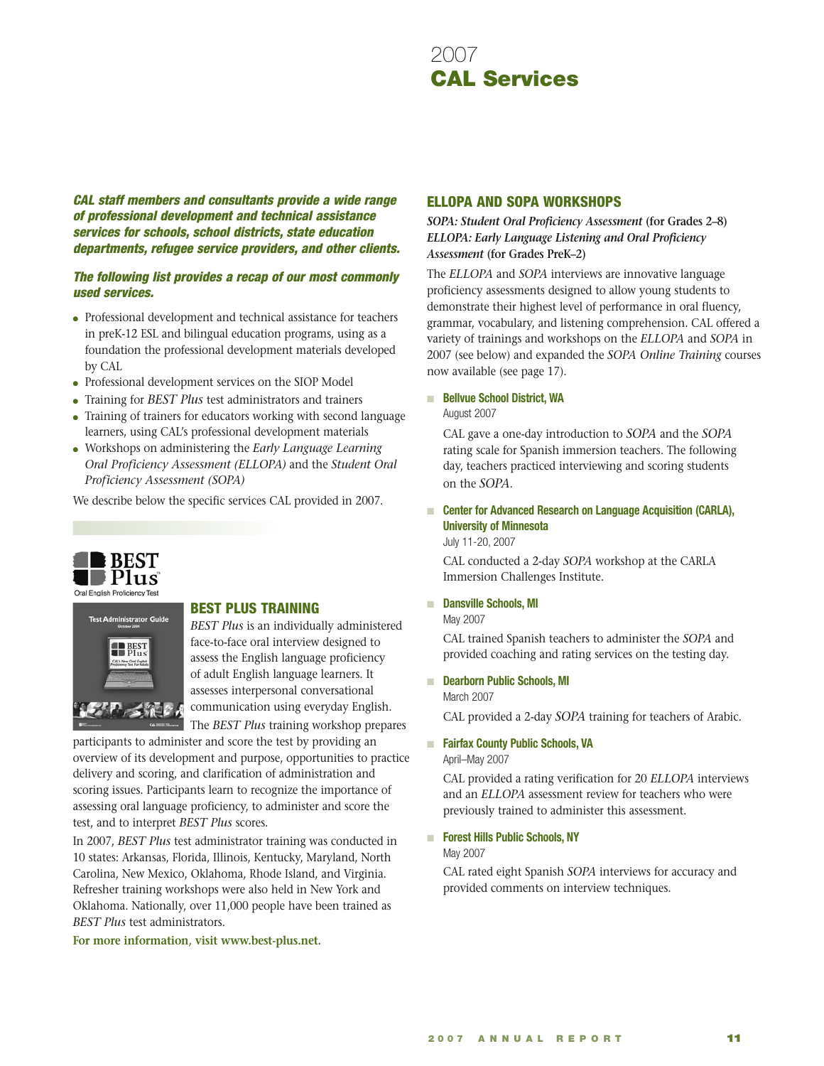# 2007
# CAL Services

***CAL staff members and consultants provide a wide range of professional development and technical assistance services for schools, school districts, state education departments, refugee service providers, and other clients.***

***The following list provides a recap of our most commonly used services.***

- Professional development and technical assistance for teachers in preK-12 ESL and bilingual education programs, using as a foundation the professional development materials developed by CAL
- Professional development services on the SIOP Model
- Training for *BEST Plus* test administrators and trainers
- Training of trainers for educators working with second language learners, using CAL's professional development materials
- Workshops on administering the *Early Language Learning Oral Proficiency Assessment (ELLOPA)* and the *Student Oral Proficiency Assessment (SOPA)*

We describe below the specific services CAL provided in 2007.

## BEST PLUS TRAINING

*BEST Plus* is an individually administered face-to-face oral interview designed to assess the English language proficiency of adult English language learners. It assesses interpersonal conversational communication using everyday English. The *BEST Plus* training workshop prepares participants to administer and score the test by providing an overview of its development and purpose, opportunities to practice delivery and scoring, and clarification of administration and scoring issues. Participants learn to recognize the importance of assessing oral language proficiency, to administer and score the test, and to interpret *BEST Plus* scores.

In 2007, *BEST Plus* test administrator training was conducted in 10 states: Arkansas, Florida, Illinois, Kentucky, Maryland, North Carolina, New Mexico, Oklahoma, Rhode Island, and Virginia. Refresher training workshops were also held in New York and Oklahoma. Nationally, over 11,000 people have been trained as *BEST Plus* test administrators.

**For more information, visit www.best-plus.net.**

## ELLOPA AND SOPA WORKSHOPS

***SOPA: Student Oral Proficiency Assessment* (for Grades 2–8)**
***ELLOPA: Early Language Listening and Oral Proficiency Assessment* (for Grades PreK–2)**

The *ELLOPA* and *SOPA* interviews are innovative language proficiency assessments designed to allow young students to demonstrate their highest level of performance in oral fluency, grammar, vocabulary, and listening comprehension. CAL offered a variety of trainings and workshops on the *ELLOPA* and *SOPA* in 2007 (see below) and expanded the *SOPA Online Training* courses now available (see page 17).

- **Bellvue School District, WA**
  August 2007

  CAL gave a one-day introduction to *SOPA* and the *SOPA* rating scale for Spanish immersion teachers. The following day, teachers practiced interviewing and scoring students on the *SOPA*.

- **Center for Advanced Research on Language Acquisition (CARLA), University of Minnesota**
  July 11-20, 2007

  CAL conducted a 2-day *SOPA* workshop at the CARLA Immersion Challenges Institute.

- **Dansville Schools, MI**
  May 2007

  CAL trained Spanish teachers to administer the *SOPA* and provided coaching and rating services on the testing day.

- **Dearborn Public Schools, MI**
  March 2007

  CAL provided a 2-day *SOPA* training for teachers of Arabic.

- **Fairfax County Public Schools, VA**
  April–May 2007

  CAL provided a rating verification for 20 *ELLOPA* interviews and an *ELLOPA* assessment review for teachers who were previously trained to administer this assessment.

- **Forest Hills Public Schools, NY**
  May 2007

  CAL rated eight Spanish *SOPA* interviews for accuracy and provided comments on interview techniques.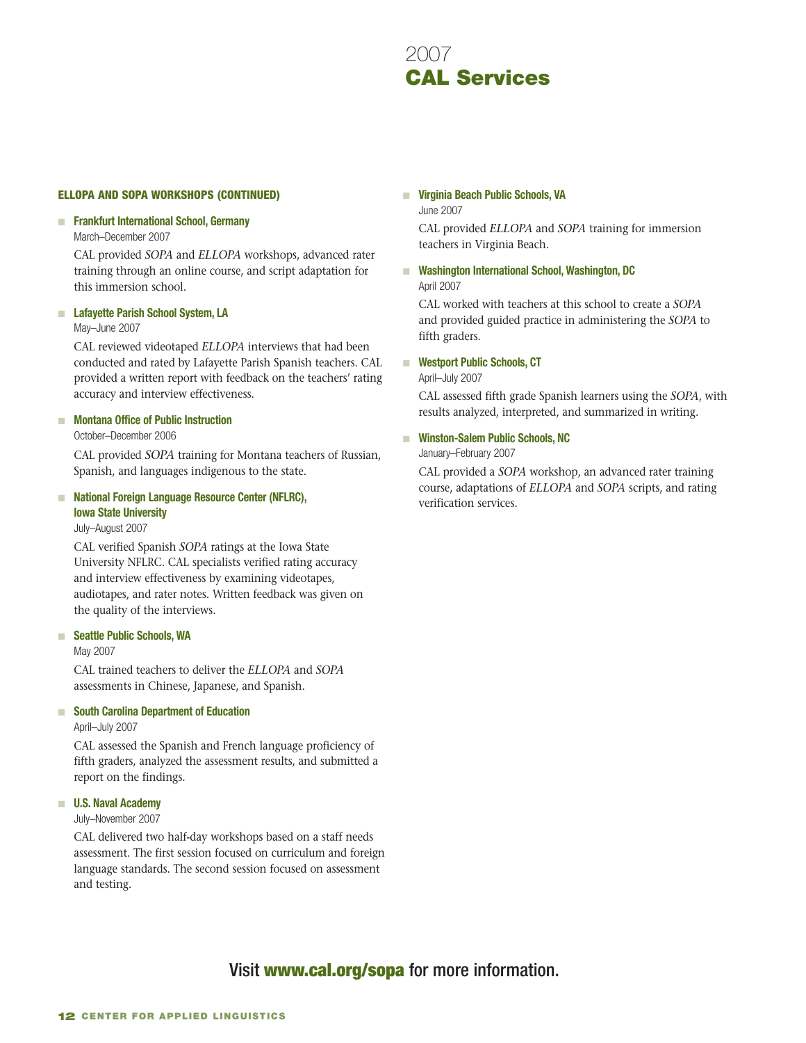# 2007
# CAL Services

### ELLOPA AND SOPA WORKSHOPS (CONTINUED)

- **Frankfurt International School, Germany**
  March–December 2007

  CAL provided *SOPA* and *ELLOPA* workshops, advanced rater training through an online course, and script adaptation for this immersion school.

- **Lafayette Parish School System, LA**
  May–June 2007

  CAL reviewed videotaped *ELLOPA* interviews that had been conducted and rated by Lafayette Parish Spanish teachers. CAL provided a written report with feedback on the teachers' rating accuracy and interview effectiveness.

- **Montana Office of Public Instruction**
  October–December 2006

  CAL provided *SOPA* training for Montana teachers of Russian, Spanish, and languages indigenous to the state.

- **National Foreign Language Resource Center (NFLRC), Iowa State University**
  July–August 2007

  CAL verified Spanish *SOPA* ratings at the Iowa State University NFLRC. CAL specialists verified rating accuracy and interview effectiveness by examining videotapes, audiotapes, and rater notes. Written feedback was given on the quality of the interviews.

- **Seattle Public Schools, WA**
  May 2007

  CAL trained teachers to deliver the *ELLOPA* and *SOPA* assessments in Chinese, Japanese, and Spanish.

- **South Carolina Department of Education**
  April–July 2007

  CAL assessed the Spanish and French language proficiency of fifth graders, analyzed the assessment results, and submitted a report on the findings.

- **U.S. Naval Academy**
  July–November 2007

  CAL delivered two half-day workshops based on a staff needs assessment. The first session focused on curriculum and foreign language standards. The second session focused on assessment and testing.

- **Virginia Beach Public Schools, VA**
  June 2007

  CAL provided *ELLOPA* and *SOPA* training for immersion teachers in Virginia Beach.

- **Washington International School, Washington, DC**
  April 2007

  CAL worked with teachers at this school to create a *SOPA* and provided guided practice in administering the *SOPA* to fifth graders.

- **Westport Public Schools, CT**
  April–July 2007

  CAL assessed fifth grade Spanish learners using the *SOPA*, with results analyzed, interpreted, and summarized in writing.

- **Winston-Salem Public Schools, NC**
  January–February 2007

  CAL provided a *SOPA* workshop, an advanced rater training course, adaptations of *ELLOPA* and *SOPA* scripts, and rating verification services.

Visit **www.cal.org/sopa** for more information.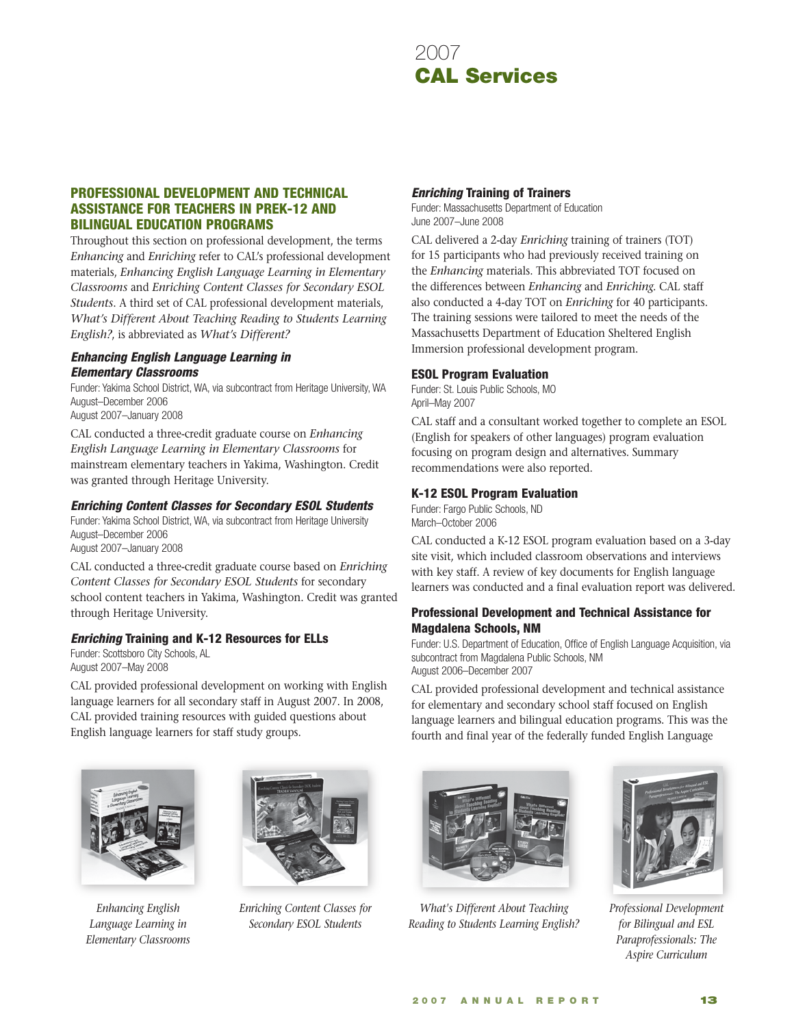# 2007 **CAL Services**

## PROFESSIONAL DEVELOPMENT AND TECHNICAL ASSISTANCE FOR TEACHERS IN PREK-12 AND BILINGUAL EDUCATION PROGRAMS

Throughout this section on professional development, the terms *Enhancing* and *Enriching* refer to CAL's professional development materials, *Enhancing English Language Learning in Elementary Classrooms* and *Enriching Content Classes for Secondary ESOL Students*. A third set of CAL professional development materials, *What's Different About Teaching Reading to Students Learning English?*, is abbreviated as *What's Different?*

### *Enhancing English Language Learning in Elementary Classrooms*

Funder: Yakima School District, WA, via subcontract from Heritage University, WA
August–December 2006
August 2007–January 2008

CAL conducted a three-credit graduate course on *Enhancing English Language Learning in Elementary Classrooms* for mainstream elementary teachers in Yakima, Washington. Credit was granted through Heritage University.

### *Enriching Content Classes for Secondary ESOL Students*

Funder: Yakima School District, WA, via subcontract from Heritage University
August–December 2006
August 2007–January 2008

CAL conducted a three-credit graduate course based on *Enriching Content Classes for Secondary ESOL Students* for secondary school content teachers in Yakima, Washington. Credit was granted through Heritage University.

### *Enriching* Training and K-12 Resources for ELLs

Funder: Scottsboro City Schools, AL
August 2007–May 2008

CAL provided professional development on working with English language learners for all secondary staff in August 2007. In 2008, CAL provided training resources with guided questions about English language learners for staff study groups.

### *Enriching* Training of Trainers

Funder: Massachusetts Department of Education
June 2007–June 2008

CAL delivered a 2-day *Enriching* training of trainers (TOT) for 15 participants who had previously received training on the *Enhancing* materials. This abbreviated TOT focused on the differences between *Enhancing* and *Enriching*. CAL staff also conducted a 4-day TOT on *Enriching* for 40 participants. The training sessions were tailored to meet the needs of the Massachusetts Department of Education Sheltered English Immersion professional development program.

### ESOL Program Evaluation

Funder: St. Louis Public Schools, MO
April–May 2007

CAL staff and a consultant worked together to complete an ESOL (English for speakers of other languages) program evaluation focusing on program design and alternatives. Summary recommendations were also reported.

### K-12 ESOL Program Evaluation

Funder: Fargo Public Schools, ND
March–October 2006

CAL conducted a K-12 ESOL program evaluation based on a 3-day site visit, which included classroom observations and interviews with key staff. A review of key documents for English language learners was conducted and a final evaluation report was delivered.

### Professional Development and Technical Assistance for Magdalena Schools, NM

Funder: U.S. Department of Education, Office of English Language Acquisition, via subcontract from Magdalena Public Schools, NM
August 2006–December 2007

CAL provided professional development and technical assistance for elementary and secondary school staff focused on English language learners and bilingual education programs. This was the fourth and final year of the federally funded English Language

*Enhancing English Language Learning in Elementary Classrooms*

*Enriching Content Classes for Secondary ESOL Students*

*What's Different About Teaching Reading to Students Learning English?*

*Professional Development for Bilingual and ESL Paraprofessionals: The Aspire Curriculum*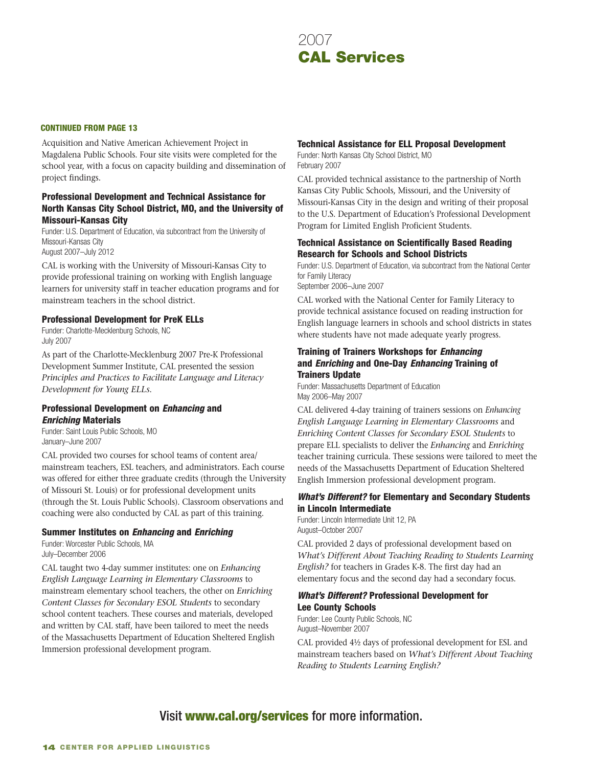# 2007 **CAL Services**

**CONTINUED FROM PAGE 13**

Acquisition and Native American Achievement Project in Magdalena Public Schools. Four site visits were completed for the school year, with a focus on capacity building and dissemination of project findings.

### Professional Development and Technical Assistance for North Kansas City School District, MO, and the University of Missouri-Kansas City

Funder: U.S. Department of Education, via subcontract from the University of Missouri-Kansas City
August 2007–July 2012

CAL is working with the University of Missouri-Kansas City to provide professional training on working with English language learners for university staff in teacher education programs and for mainstream teachers in the school district.

### Professional Development for PreK ELLs

Funder: Charlotte-Mecklenburg Schools, NC
July 2007

As part of the Charlotte-Mecklenburg 2007 Pre-K Professional Development Summer Institute, CAL presented the session *Principles and Practices to Facilitate Language and Literacy Development for Young ELLs.*

### Professional Development on *Enhancing* and *Enriching* Materials

Funder: Saint Louis Public Schools, MO
January–June 2007

CAL provided two courses for school teams of content area/mainstream teachers, ESL teachers, and administrators. Each course was offered for either three graduate credits (through the University of Missouri St. Louis) or for professional development units (through the St. Louis Public Schools). Classroom observations and coaching were also conducted by CAL as part of this training.

### Summer Institutes on *Enhancing* and *Enriching*

Funder: Worcester Public Schools, MA
July–December 2006

CAL taught two 4-day summer institutes: one on *Enhancing English Language Learning in Elementary Classrooms* to mainstream elementary school teachers, the other on *Enriching Content Classes for Secondary ESOL Students* to secondary school content teachers. These courses and materials, developed and written by CAL staff, have been tailored to meet the needs of the Massachusetts Department of Education Sheltered English Immersion professional development program.

### Technical Assistance for ELL Proposal Development

Funder: North Kansas City School District, MO
February 2007

CAL provided technical assistance to the partnership of North Kansas City Public Schools, Missouri, and the University of Missouri-Kansas City in the design and writing of their proposal to the U.S. Department of Education's Professional Development Program for Limited English Proficient Students.

### Technical Assistance on Scientifically Based Reading Research for Schools and School Districts

Funder: U.S. Department of Education, via subcontract from the National Center for Family Literacy
September 2006–June 2007

CAL worked with the National Center for Family Literacy to provide technical assistance focused on reading instruction for English language learners in schools and school districts in states where students have not made adequate yearly progress.

### Training of Trainers Workshops for *Enhancing* and *Enriching* and One-Day *Enhancing* Training of Trainers Update

Funder: Massachusetts Department of Education
May 2006–May 2007

CAL delivered 4-day training of trainers sessions on *Enhancing English Language Learning in Elementary Classrooms* and *Enriching Content Classes for Secondary ESOL Students* to prepare ELL specialists to deliver the *Enhancing* and *Enriching* teacher training curricula. These sessions were tailored to meet the needs of the Massachusetts Department of Education Sheltered English Immersion professional development program.

### *What's Different?* for Elementary and Secondary Students in Lincoln Intermediate

Funder: Lincoln Intermediate Unit 12, PA
August–October 2007

CAL provided 2 days of professional development based on *What's Different About Teaching Reading to Students Learning English?* for teachers in Grades K-8. The first day had an elementary focus and the second day had a secondary focus.

### *What's Different?* Professional Development for Lee County Schools

Funder: Lee County Public Schools, NC
August–November 2007

CAL provided 4½ days of professional development for ESL and mainstream teachers based on *What's Different About Teaching Reading to Students Learning English?*

Visit **www.cal.org/services** for more information.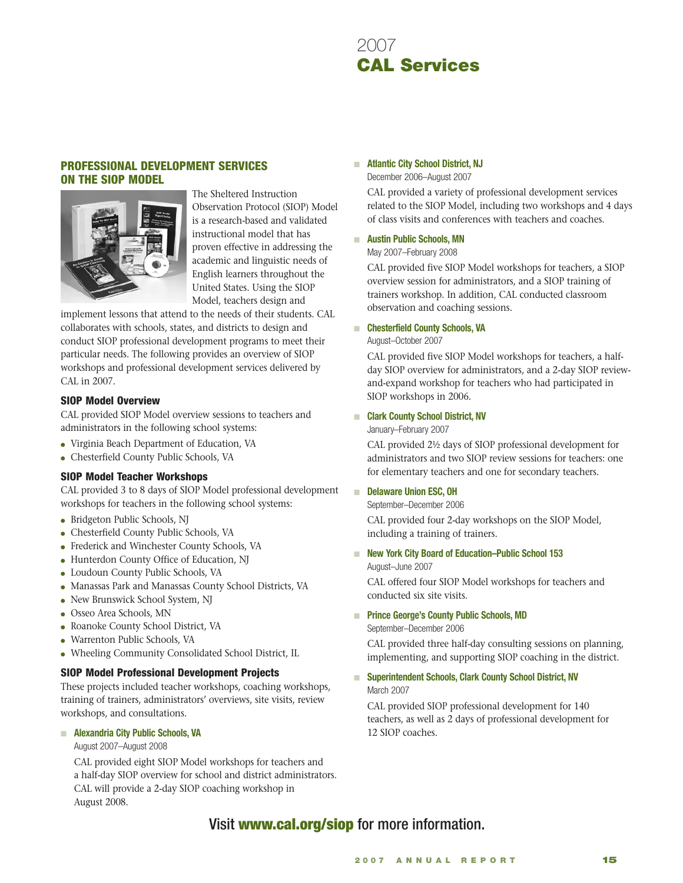# 2007 CAL Services

## PROFESSIONAL DEVELOPMENT SERVICES ON THE SIOP MODEL

The Sheltered Instruction Observation Protocol (SIOP) Model is a research-based and validated instructional model that has proven effective in addressing the academic and linguistic needs of English learners throughout the United States. Using the SIOP Model, teachers design and implement lessons that attend to the needs of their students. CAL collaborates with schools, states, and districts to design and conduct SIOP professional development programs to meet their particular needs. The following provides an overview of SIOP workshops and professional development services delivered by CAL in 2007.

### SIOP Model Overview

CAL provided SIOP Model overview sessions to teachers and administrators in the following school systems:

- Virginia Beach Department of Education, VA
- Chesterfield County Public Schools, VA

### SIOP Model Teacher Workshops

CAL provided 3 to 8 days of SIOP Model professional development workshops for teachers in the following school systems:

- Bridgeton Public Schools, NJ
- Chesterfield County Public Schools, VA
- Frederick and Winchester County Schools, VA
- Hunterdon County Office of Education, NJ
- Loudoun County Public Schools, VA
- Manassas Park and Manassas County School Districts, VA
- New Brunswick School System, NJ
- Osseo Area Schools, MN
- Roanoke County School District, VA
- Warrenton Public Schools, VA
- Wheeling Community Consolidated School District, IL

### SIOP Model Professional Development Projects

These projects included teacher workshops, coaching workshops, training of trainers, administrators' overviews, site visits, review workshops, and consultations.

- **Alexandria City Public Schools, VA**
  August 2007–August 2008
  CAL provided eight SIOP Model workshops for teachers and a half-day SIOP overview for school and district administrators. CAL will provide a 2-day SIOP coaching workshop in August 2008.

- **Atlantic City School District, NJ**
  December 2006–August 2007
  CAL provided a variety of professional development services related to the SIOP Model, including two workshops and 4 days of class visits and conferences with teachers and coaches.

- **Austin Public Schools, MN**
  May 2007–February 2008
  CAL provided five SIOP Model workshops for teachers, a SIOP overview session for administrators, and a SIOP training of trainers workshop. In addition, CAL conducted classroom observation and coaching sessions.

- **Chesterfield County Schools, VA**
  August–October 2007
  CAL provided five SIOP Model workshops for teachers, a half-day SIOP overview for administrators, and a 2-day SIOP review-and-expand workshop for teachers who had participated in SIOP workshops in 2006.

- **Clark County School District, NV**
  January–February 2007
  CAL provided 2½ days of SIOP professional development for administrators and two SIOP review sessions for teachers: one for elementary teachers and one for secondary teachers.

- **Delaware Union ESC, OH**
  September–December 2006
  CAL provided four 2-day workshops on the SIOP Model, including a training of trainers.

- **New York City Board of Education–Public School 153**
  August–June 2007
  CAL offered four SIOP Model workshops for teachers and conducted six site visits.

- **Prince George's County Public Schools, MD**
  September–December 2006
  CAL provided three half-day consulting sessions on planning, implementing, and supporting SIOP coaching in the district.

- **Superintendent Schools, Clark County School District, NV**
  March 2007
  CAL provided SIOP professional development for 140 teachers, as well as 2 days of professional development for 12 SIOP coaches.

Visit **www.cal.org/siop** for more information.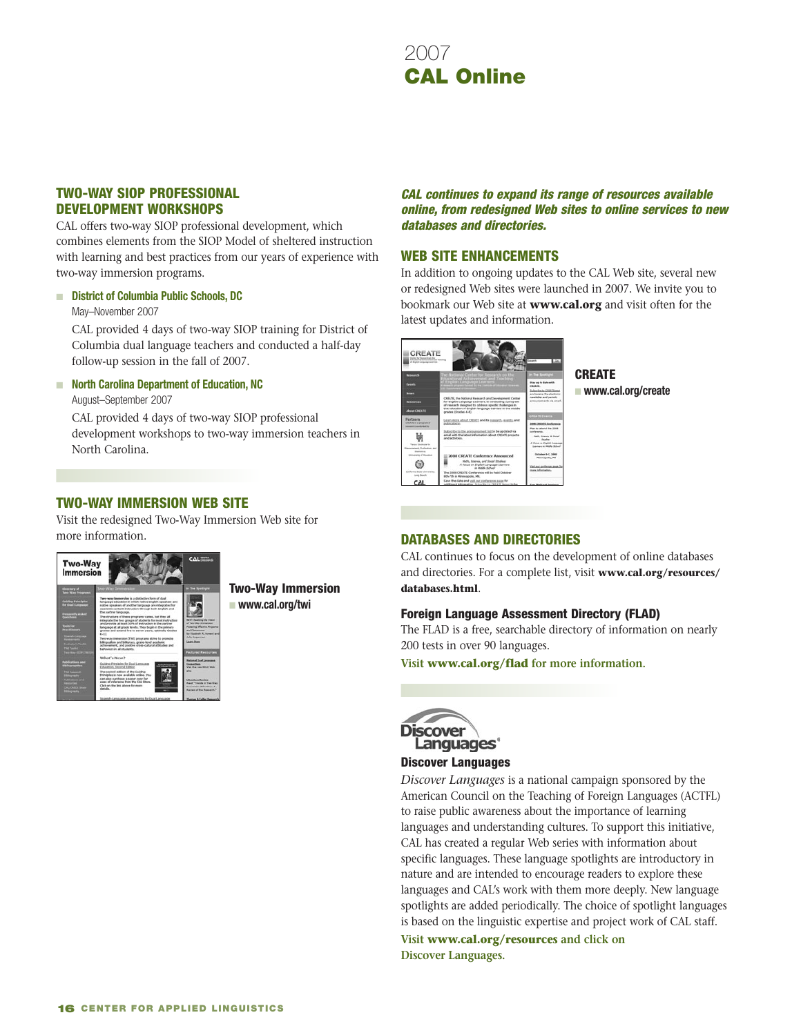# 2007 CAL Online

## TWO-WAY SIOP PROFESSIONAL DEVELOPMENT WORKSHOPS

CAL offers two-way SIOP professional development, which combines elements from the SIOP Model of sheltered instruction with learning and best practices from our years of experience with two-way immersion programs.

- **District of Columbia Public Schools, DC**
  May–November 2007
  
  CAL provided 4 days of two-way SIOP training for District of Columbia dual language teachers and conducted a half-day follow-up session in the fall of 2007.

- **North Carolina Department of Education, NC**
  August–September 2007
  
  CAL provided 4 days of two-way SIOP professional development workshops to two-way immersion teachers in North Carolina.

## TWO-WAY IMMERSION WEB SITE

Visit the redesigned Two-Way Immersion Web site for more information.

**Two-Way Immersion**
- **www.cal.org/twi**

***CAL continues to expand its range of resources available online, from redesigned Web sites to online services to new databases and directories.***

## WEB SITE ENHANCEMENTS

In addition to ongoing updates to the CAL Web site, several new or redesigned Web sites were launched in 2007. We invite you to bookmark our Web site at **www.cal.org** and visit often for the latest updates and information.

**CREATE**
- **www.cal.org/create**

## DATABASES AND DIRECTORIES

CAL continues to focus on the development of online databases and directories. For a complete list, visit **www.cal.org/resources/databases.html**.

### Foreign Language Assessment Directory (FLAD)

The FLAD is a free, searchable directory of information on nearly 200 tests in over 90 languages.

Visit **www.cal.org/flad** for more information.

### Discover Languages

*Discover Languages* is a national campaign sponsored by the American Council on the Teaching of Foreign Languages (ACTFL) to raise public awareness about the importance of learning languages and understanding cultures. To support this initiative, CAL has created a regular Web series with information about specific languages. These language spotlights are introductory in nature and are intended to encourage readers to explore these languages and CAL's work with them more deeply. New language spotlights are added periodically. The choice of spotlight languages is based on the linguistic expertise and project work of CAL staff.

Visit **www.cal.org/resources** and click on Discover Languages.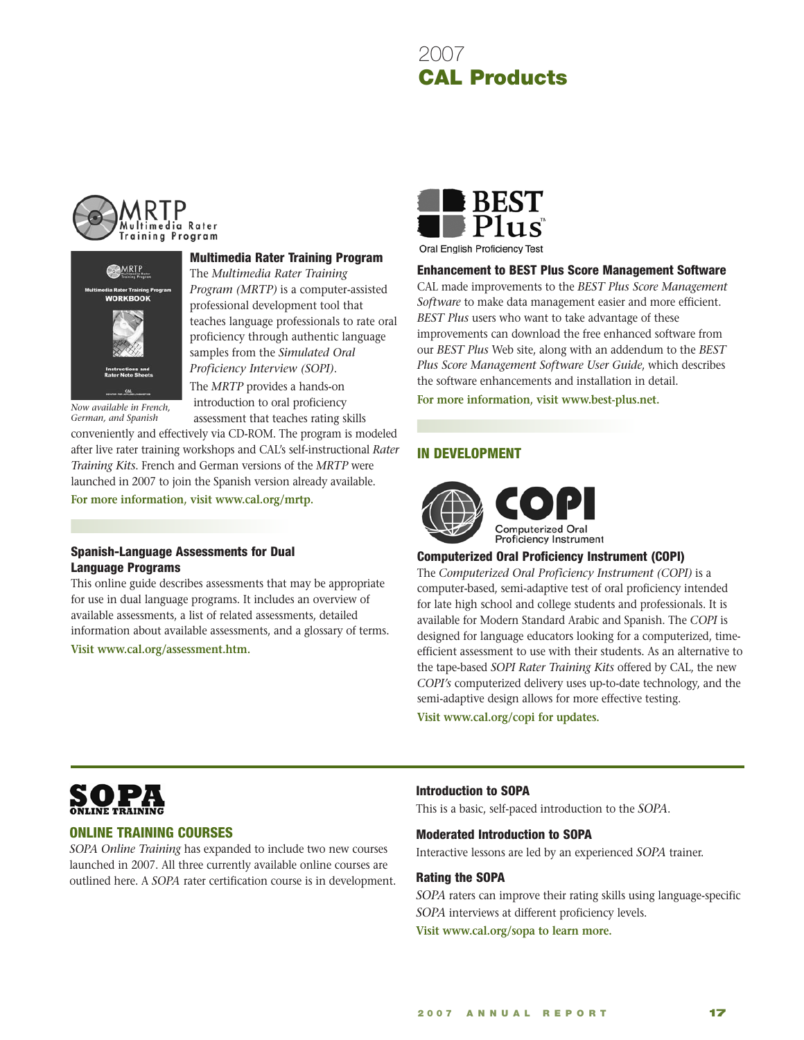# 2007 CAL Products

MRTP Multimedia Rater Training Program

### Multimedia Rater Training Program

The *Multimedia Rater Training Program (MRTP)* is a computer-assisted professional development tool that teaches language professionals to rate oral proficiency through authentic language samples from the *Simulated Oral Proficiency Interview (SOPI)*. The *MRTP* provides a hands-on introduction to oral proficiency assessment that teaches rating skills conveniently and effectively via CD-ROM. The program is modeled after live rater training workshops and CAL's self-instructional *Rater Training Kits*. French and German versions of the *MRTP* were launched in 2007 to join the Spanish version already available.

*Now available in French, German, and Spanish*

**For more information, visit www.cal.org/mrtp.**

### Spanish-Language Assessments for Dual Language Programs

This online guide describes assessments that may be appropriate for use in dual language programs. It includes an overview of available assessments, a list of related assessments, detailed information about available assessments, and a glossary of terms.

**Visit www.cal.org/assessment.htm.**

BEST Plus™ Oral English Proficiency Test

### Enhancement to BEST Plus Score Management Software

CAL made improvements to the *BEST Plus Score Management Software* to make data management easier and more efficient. *BEST Plus* users who want to take advantage of these improvements can download the free enhanced software from our *BEST Plus* Web site, along with an addendum to the *BEST Plus Score Management Software User Guide*, which describes the software enhancements and installation in detail.

**For more information, visit www.best-plus.net.**

## IN DEVELOPMENT

COPI Computerized Oral Proficiency Instrument

### Computerized Oral Proficiency Instrument (COPI)

The *Computerized Oral Proficiency Instrument (COPI)* is a computer-based, semi-adaptive test of oral proficiency intended for late high school and college students and professionals. It is available for Modern Standard Arabic and Spanish. The *COPI* is designed for language educators looking for a computerized, time-efficient assessment to use with their students. As an alternative to the tape-based *SOPI Rater Training Kits* offered by CAL, the new *COPI's* computerized delivery uses up-to-date technology, and the semi-adaptive design allows for more effective testing.

**Visit www.cal.org/copi for updates.**

SOPA ONLINE TRAINING

## ONLINE TRAINING COURSES

*SOPA Online Training* has expanded to include two new courses launched in 2007. All three currently available online courses are outlined here. A *SOPA* rater certification course is in development.

### Introduction to SOPA

This is a basic, self-paced introduction to the *SOPA*.

### Moderated Introduction to SOPA

Interactive lessons are led by an experienced *SOPA* trainer.

### Rating the SOPA

*SOPA* raters can improve their rating skills using language-specific *SOPA* interviews at different proficiency levels.

**Visit www.cal.org/sopa to learn more.**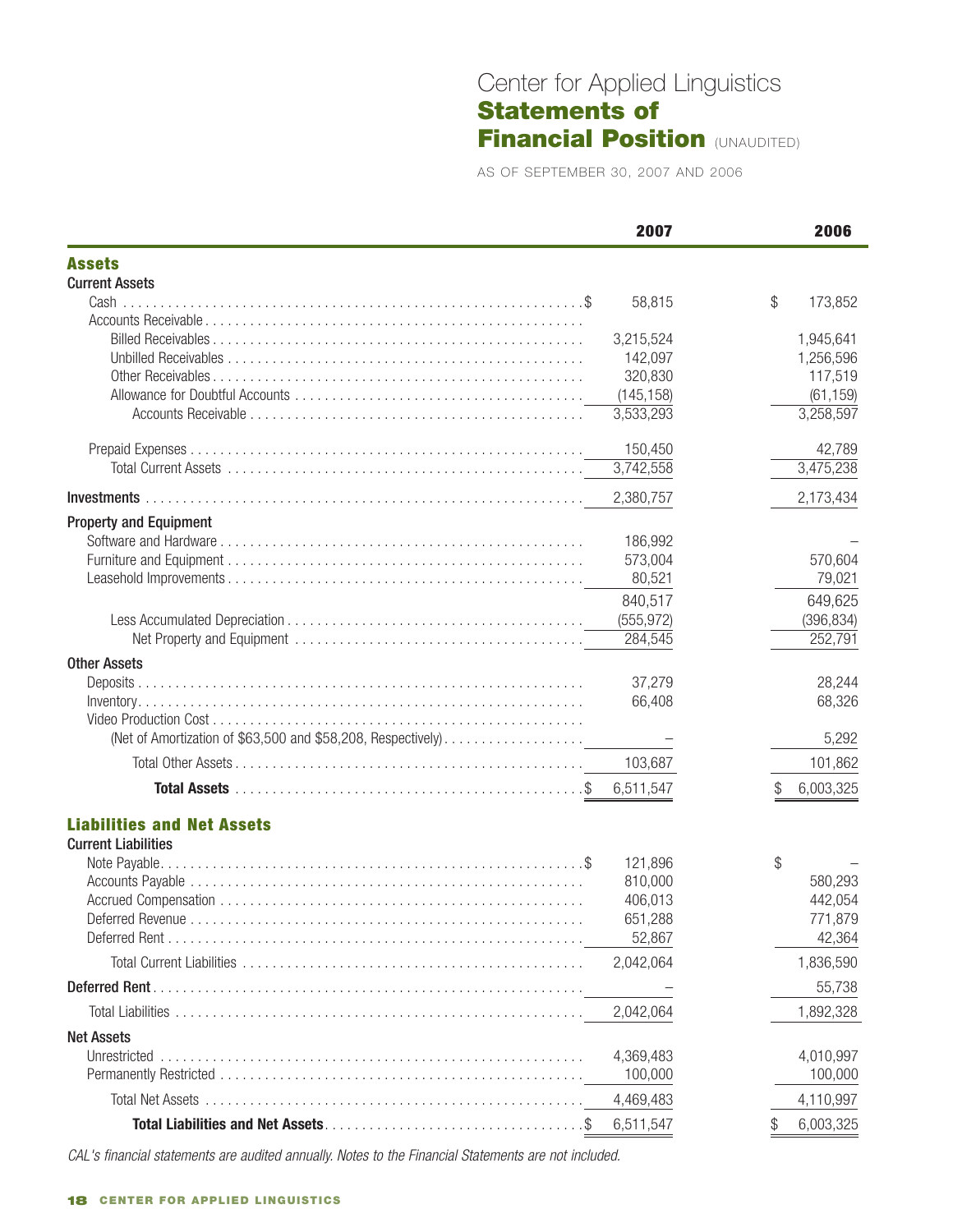# Center for Applied Linguistics

## Statements of Financial Position (UNAUDITED)

AS OF SEPTEMBER 30, 2007 AND 2006

| | 2007 | 2006 |
|---|---|---|
| **Assets** | | |
| **Current Assets** | | |
| Cash | $ 58,815 | $ 173,852 |
| Accounts Receivable | | |
| Billed Receivables | 3,215,524 | 1,945,641 |
| Unbilled Receivables | 142,097 | 1,256,596 |
| Other Receivables | 320,830 | 117,519 |
| Allowance for Doubtful Accounts | (145,158) | (61,159) |
| Accounts Receivable | 3,533,293 | 3,258,597 |
| Prepaid Expenses | 150,450 | 42,789 |
| Total Current Assets | 3,742,558 | 3,475,238 |
| **Investments** | 2,380,757 | 2,173,434 |
| **Property and Equipment** | | |
| Software and Hardware | 186,992 | – |
| Furniture and Equipment | 573,004 | 570,604 |
| Leasehold Improvements | 80,521 | 79,021 |
| | 840,517 | 649,625 |
| Less Accumulated Depreciation | (555,972) | (396,834) |
| Net Property and Equipment | 284,545 | 252,791 |
| **Other Assets** | | |
| Deposits | 37,279 | 28,244 |
| Inventory | 66,408 | 68,326 |
| Video Production Cost (Net of Amortization of $63,500 and $58,208, Respectively) | – | 5,292 |
| Total Other Assets | 103,687 | 101,862 |
| **Total Assets** | $ 6,511,547 | $ 6,003,325 |
| **Liabilities and Net Assets** | | |
| **Current Liabilities** | | |
| Note Payable | $ 121,896 | $ – |
| Accounts Payable | 810,000 | 580,293 |
| Accrued Compensation | 406,013 | 442,054 |
| Deferred Revenue | 651,288 | 771,879 |
| Deferred Rent | 52,867 | 42,364 |
| Total Current Liabilities | 2,042,064 | 1,836,590 |
| **Deferred Rent** | – | 55,738 |
| Total Liabilities | 2,042,064 | 1,892,328 |
| **Net Assets** | | |
| Unrestricted | 4,369,483 | 4,010,997 |
| Permanently Restricted | 100,000 | 100,000 |
| Total Net Assets | 4,469,483 | 4,110,997 |
| **Total Liabilities and Net Assets** | $ 6,511,547 | $ 6,003,325 |

*CAL's financial statements are audited annually. Notes to the Financial Statements are not included.*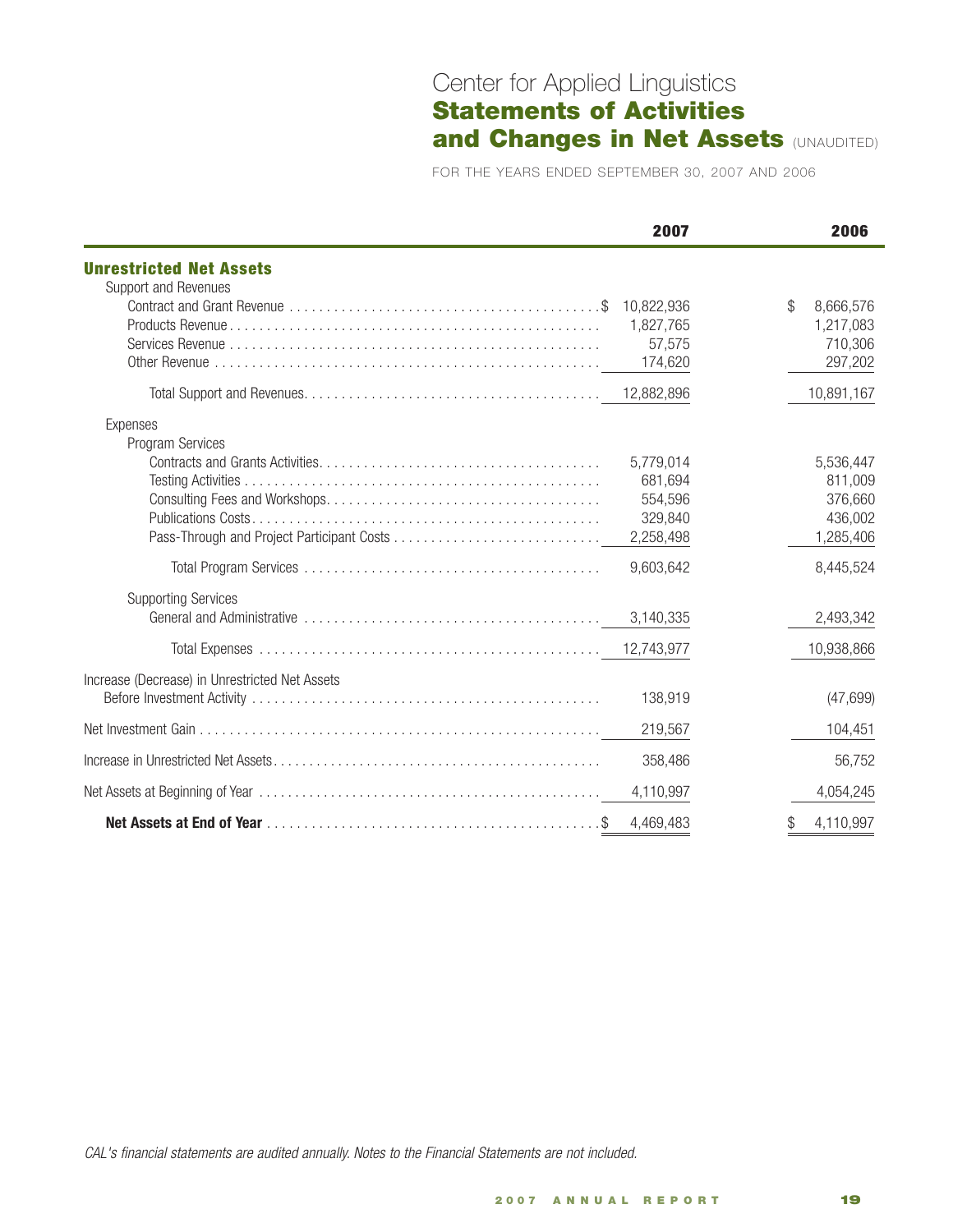Center for Applied Linguistics

# Statements of Activities and Changes in Net Assets (UNAUDITED)

FOR THE YEARS ENDED SEPTEMBER 30, 2007 AND 2006

| | 2007 | 2006 |
|---|---|---|
| **Unrestricted Net Assets** | | |
| Support and Revenues | | |
| Contract and Grant Revenue | $ 10,822,936 | $ 8,666,576 |
| Products Revenue | 1,827,765 | 1,217,083 |
| Services Revenue | 57,575 | 710,306 |
| Other Revenue | 174,620 | 297,202 |
| Total Support and Revenues | 12,882,896 | 10,891,167 |
| Expenses | | |
| Program Services | | |
| Contracts and Grants Activities | 5,779,014 | 5,536,447 |
| Testing Activities | 681,694 | 811,009 |
| Consulting Fees and Workshops | 554,596 | 376,660 |
| Publications Costs | 329,840 | 436,002 |
| Pass-Through and Project Participant Costs | 2,258,498 | 1,285,406 |
| Total Program Services | 9,603,642 | 8,445,524 |
| Supporting Services | | |
| General and Administrative | 3,140,335 | 2,493,342 |
| Total Expenses | 12,743,977 | 10,938,866 |
| Increase (Decrease) in Unrestricted Net Assets Before Investment Activity | 138,919 | (47,699) |
| Net Investment Gain | 219,567 | 104,451 |
| Increase in Unrestricted Net Assets | 358,486 | 56,752 |
| Net Assets at Beginning of Year | 4,110,997 | 4,054,245 |
| **Net Assets at End of Year** | $ 4,469,483 | $ 4,110,997 |

*CAL's financial statements are audited annually. Notes to the Financial Statements are not included.*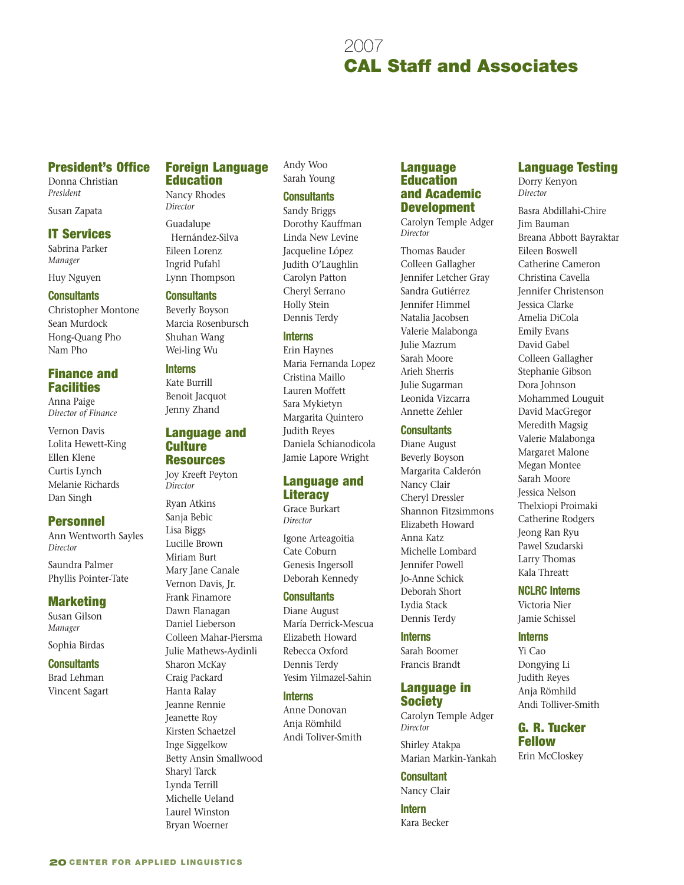2007

# CAL Staff and Associates

## President's Office

Donna Christian
*President*

Susan Zapata

## IT Services

Sabrina Parker
*Manager*

Huy Nguyen

### Consultants

Christopher Montone
Sean Murdock
Hong-Quang Pho
Nam Pho

## Finance and Facilities

Anna Paige
*Director of Finance*

Vernon Davis
Lolita Hewett-King
Ellen Klene
Curtis Lynch
Melanie Richards
Dan Singh

## Personnel

Ann Wentworth Sayles
*Director*

Saundra Palmer
Phyllis Pointer-Tate

## Marketing

Susan Gilson
*Manager*

Sophia Birdas

### Consultants

Brad Lehman
Vincent Sagart

## Foreign Language Education

Nancy Rhodes
*Director*

Guadalupe Hernández-Silva
Eileen Lorenz
Ingrid Pufahl
Lynn Thompson

### Consultants

Beverly Boyson
Marcia Rosenbursch
Shuhan Wang
Wei-ling Wu

### Interns

Kate Burrill
Benoit Jacquot
Jenny Zhand

## Language and Culture Resources

Joy Kreeft Peyton
*Director*

Ryan Atkins
Sanja Bebic
Lisa Biggs
Lucille Brown
Miriam Burt
Mary Jane Canale
Vernon Davis, Jr.
Frank Finamore
Dawn Flanagan
Daniel Lieberson
Colleen Mahar-Piersma
Julie Mathews-Aydinli
Sharon McKay
Craig Packard
Hanta Ralay
Jeanne Rennie
Jeanette Roy
Kirsten Schaetzel
Inge Siggelkow
Betty Ansin Smallwood
Sharyl Tarck
Lynda Terrill
Michelle Ueland
Laurel Winston
Bryan Woerner
Andy Woo
Sarah Young

### Consultants

Sandy Briggs
Dorothy Kauffman
Linda New Levine
Jacqueline López
Judith O'Laughlin
Carolyn Patton
Cheryl Serrano
Holly Stein
Dennis Terdy

### Interns

Erin Haynes
Maria Fernanda Lopez
Cristina Maillo
Lauren Moffett
Sara Mykietyn
Margarita Quintero
Judith Reyes
Daniela Schianodicola
Jamie Lapore Wright

## Language and Literacy

Grace Burkart
*Director*

Igone Arteagoitia
Cate Coburn
Genesis Ingersoll
Deborah Kennedy

### Consultants

Diane August
María Derrick-Mescua
Elizabeth Howard
Rebecca Oxford
Dennis Terdy
Yesim Yilmazel-Sahin

### Interns

Anne Donovan
Anja Römhild
Andi Toliver-Smith

## Language Education and Academic Development

Carolyn Temple Adger
*Director*

Thomas Bauder
Colleen Gallagher
Jennifer Letcher Gray
Sandra Gutiérrez
Jennifer Himmel
Natalia Jacobsen
Valerie Malabonga
Julie Mazrum
Sarah Moore
Arieh Sherris
Julie Sugarman
Leonida Vizcarra
Annette Zehler

### Consultants

Diane August
Beverly Boyson
Margarita Calderón
Nancy Clair
Cheryl Dressler
Shannon Fitzsimmons
Elizabeth Howard
Anna Katz
Michelle Lombard
Jennifer Powell
Jo-Anne Schick
Deborah Short
Lydia Stack
Dennis Terdy

### Interns

Sarah Boomer
Francis Brandt

## Language in Society

Carolyn Temple Adger
*Director*

Shirley Atakpa
Marian Markin-Yankah

### Consultant

Nancy Clair

### Intern

Kara Becker

## Language Testing

Dorry Kenyon
*Director*

Basra Abdillahi-Chire
Jim Bauman
Breana Abbott Bayraktar
Eileen Boswell
Catherine Cameron
Christina Cavella
Jennifer Christenson
Jessica Clarke
Amelia DiCola
Emily Evans
David Gabel
Colleen Gallagher
Stephanie Gibson
Dora Johnson
Mohammed Louguit
David MacGregor
Meredith Magsig
Valerie Malabonga
Margaret Malone
Megan Montee
Sarah Moore
Jessica Nelson
Thelxiopi Proimaki
Catherine Rodgers
Jeong Ran Ryu
Pawel Szudarski
Larry Thomas
Kala Threatt

### NCLRC Interns

Victoria Nier
Jamie Schissel

### Interns

Yi Cao
Dongying Li
Judith Reyes
Anja Römhild
Andi Tolliver-Smith

## G. R. Tucker Fellow

Erin McCloskey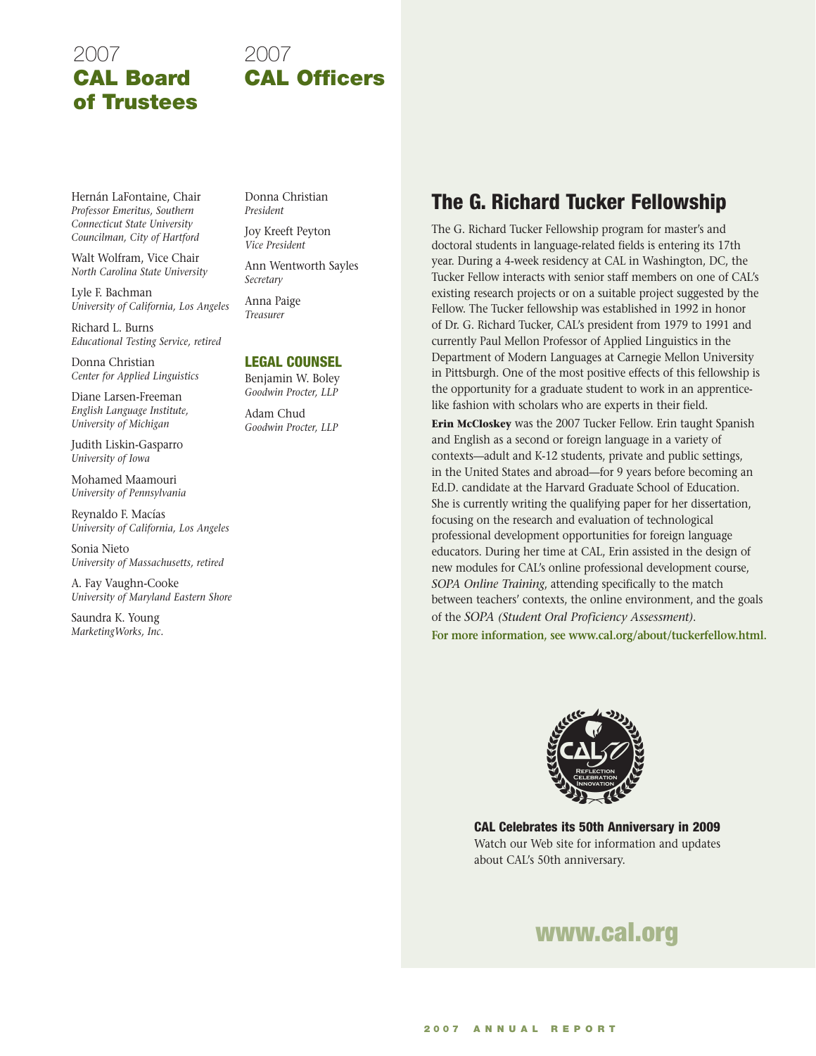# 2007 CAL Board of Trustees

Hernán LaFontaine, Chair
*Professor Emeritus, Southern Connecticut State University*
*Councilman, City of Hartford*

Walt Wolfram, Vice Chair
*North Carolina State University*

Lyle F. Bachman
*University of California, Los Angeles*

Richard L. Burns
*Educational Testing Service, retired*

Donna Christian
*Center for Applied Linguistics*

Diane Larsen-Freeman
*English Language Institute, University of Michigan*

Judith Liskin-Gasparro
*University of Iowa*

Mohamed Maamouri
*University of Pennsylvania*

Reynaldo F. Macías
*University of California, Los Angeles*

Sonia Nieto
*University of Massachusetts, retired*

A. Fay Vaughn-Cooke
*University of Maryland Eastern Shore*

Saundra K. Young
*MarketingWorks, Inc.*

# 2007 CAL Officers

Donna Christian
*President*

Joy Kreeft Peyton
*Vice President*

Ann Wentworth Sayles
*Secretary*

Anna Paige
*Treasurer*

## LEGAL COUNSEL

Benjamin W. Boley
*Goodwin Procter, LLP*

Adam Chud
*Goodwin Procter, LLP*

## The G. Richard Tucker Fellowship

The G. Richard Tucker Fellowship program for master's and doctoral students in language-related fields is entering its 17th year. During a 4-week residency at CAL in Washington, DC, the Tucker Fellow interacts with senior staff members on one of CAL's existing research projects or on a suitable project suggested by the Fellow. The Tucker fellowship was established in 1992 in honor of Dr. G. Richard Tucker, CAL's president from 1979 to 1991 and currently Paul Mellon Professor of Applied Linguistics in the Department of Modern Languages at Carnegie Mellon University in Pittsburgh. One of the most positive effects of this fellowship is the opportunity for a graduate student to work in an apprentice-like fashion with scholars who are experts in their field.

**Erin McCloskey** was the 2007 Tucker Fellow. Erin taught Spanish and English as a second or foreign language in a variety of contexts—adult and K-12 students, private and public settings, in the United States and abroad—for 9 years before becoming an Ed.D. candidate at the Harvard Graduate School of Education. She is currently writing the qualifying paper for her dissertation, focusing on the research and evaluation of technological professional development opportunities for foreign language educators. During her time at CAL, Erin assisted in the design of new modules for CAL's online professional development course, *SOPA Online Training*, attending specifically to the match between teachers' contexts, the online environment, and the goals of the *SOPA (Student Oral Proficiency Assessment)*.

**For more information, see www.cal.org/about/tuckerfellow.html.**

**CAL Celebrates its 50th Anniversary in 2009**
Watch our Web site for information and updates about CAL's 50th anniversary.

**www.cal.org**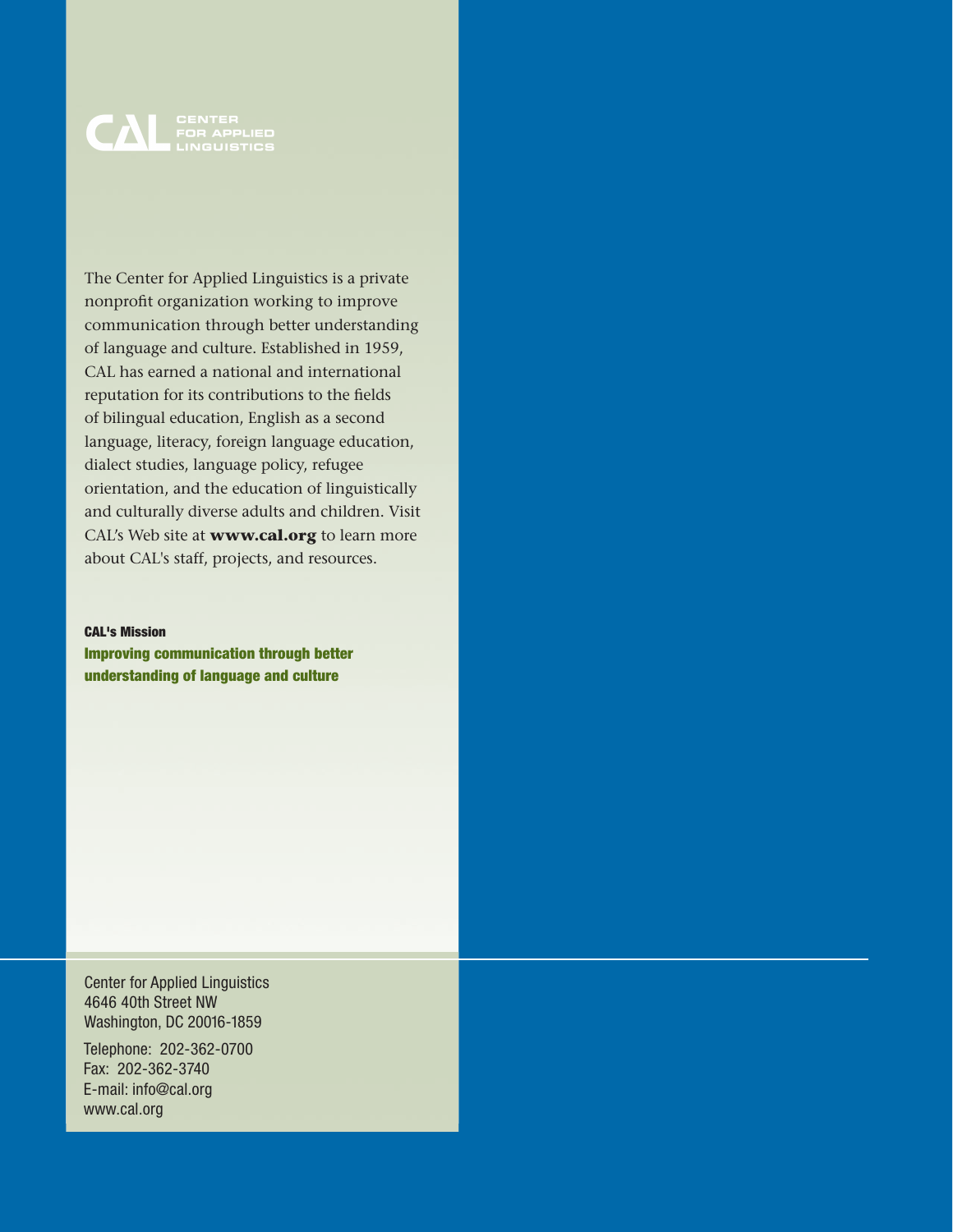CAL CENTER FOR APPLIED LINGUISTICS

The Center for Applied Linguistics is a private nonprofit organization working to improve communication through better understanding of language and culture. Established in 1959, CAL has earned a national and international reputation for its contributions to the fields of bilingual education, English as a second language, literacy, foreign language education, dialect studies, language policy, refugee orientation, and the education of linguistically and culturally diverse adults and children. Visit CAL's Web site at **www.cal.org** to learn more about CAL's staff, projects, and resources.

**CAL's Mission**

**Improving communication through better understanding of language and culture**

Center for Applied Linguistics
4646 40th Street NW
Washington, DC 20016-1859

Telephone: 202-362-0700
Fax: 202-362-3740
E-mail: info@cal.org
www.cal.org